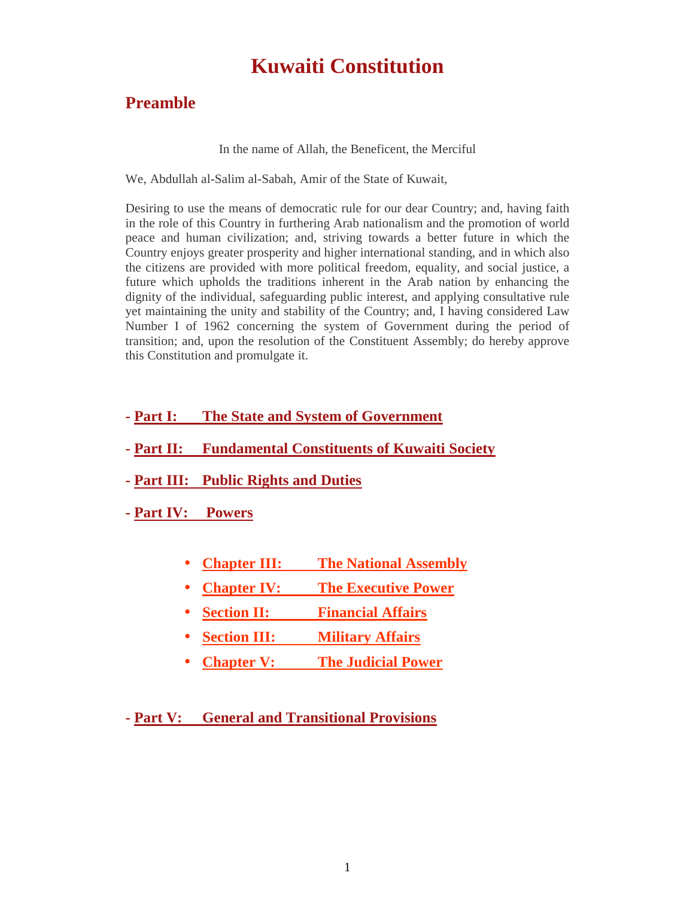# Kuwaiti Constitution

## Preamble

In the name of Allah, the Beneficent, the Merciful

We, Abdullah al-Salim al-Sabah, Amir of the State of Kuwait,

Desiring to use the means of democratic rule for our dear Country; and, having faith in the role of this Country in furthering Arab nationalism and the promotion of world peace and human civilization; and, striving towards a better future in which the Country enjoys greater prosperity and higher international standing, and in which also the citizens are provided with more political freedom, equality, and social justice, a future which upholds the traditions inherent in the Arab nation by enhancing the dignity of the individual, safeguarding public interest, and applying consultative rule yet maintaining the unity and stability of the Country; and, I having considered Law Number I of 1962 concerning the system of Government during the period of transition; and, upon the resolution of the Constituent Assembly; do hereby approve this Constitution and promulgate it.

- **Part I: The State and System of Government**
- **Part II: Fundamental Constituents of Kuwaiti Society**
- **Part III: Public Rights and Duties**
- **Part IV: Powers**
  - **Chapter III: The National Assembly**
  - **Chapter IV: The Executive Power**
  - **Section II: Financial Affairs**
  - **Section III: Military Affairs**
  - **Chapter V: The Judicial Power**
- **Part V: General and Transitional Provisions**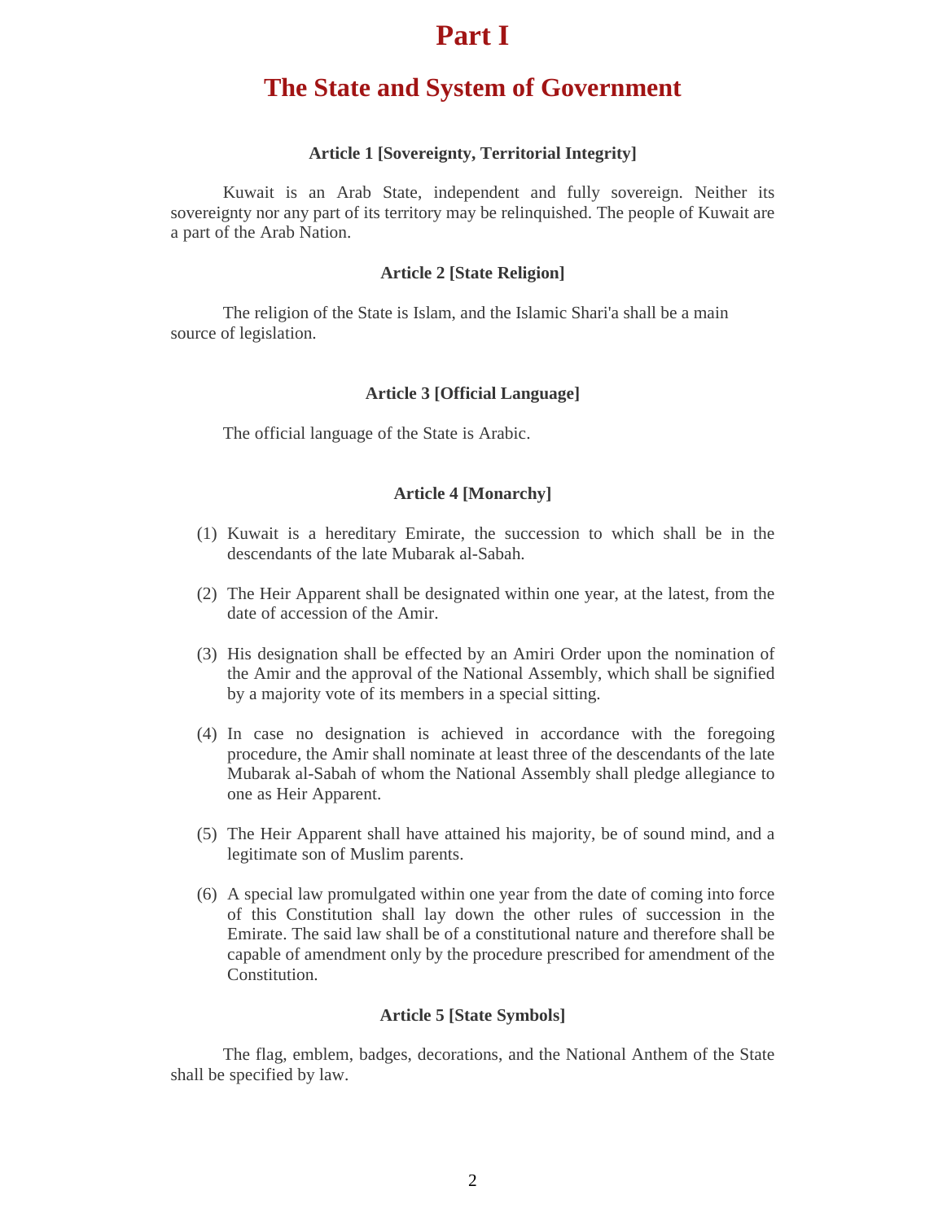# Part I

## The State and System of Government

#### Article 1 [Sovereignty, Territorial Integrity]

Kuwait is an Arab State, independent and fully sovereign. Neither its sovereignty nor any part of its territory may be relinquished. The people of Kuwait are a part of the Arab Nation.

#### Article 2 [State Religion]

The religion of the State is Islam, and the Islamic Shari'a shall be a main source of legislation.

#### Article 3 [Official Language]

The official language of the State is Arabic.

#### Article 4 [Monarchy]

(1) Kuwait is a hereditary Emirate, the succession to which shall be in the descendants of the late Mubarak al-Sabah.

(2) The Heir Apparent shall be designated within one year, at the latest, from the date of accession of the Amir.

(3) His designation shall be effected by an Amiri Order upon the nomination of the Amir and the approval of the National Assembly, which shall be signified by a majority vote of its members in a special sitting.

(4) In case no designation is achieved in accordance with the foregoing procedure, the Amir shall nominate at least three of the descendants of the late Mubarak al-Sabah of whom the National Assembly shall pledge allegiance to one as Heir Apparent.

(5) The Heir Apparent shall have attained his majority, be of sound mind, and a legitimate son of Muslim parents.

(6) A special law promulgated within one year from the date of coming into force of this Constitution shall lay down the other rules of succession in the Emirate. The said law shall be of a constitutional nature and therefore shall be capable of amendment only by the procedure prescribed for amendment of the Constitution.

#### Article 5 [State Symbols]

The flag, emblem, badges, decorations, and the National Anthem of the State shall be specified by law.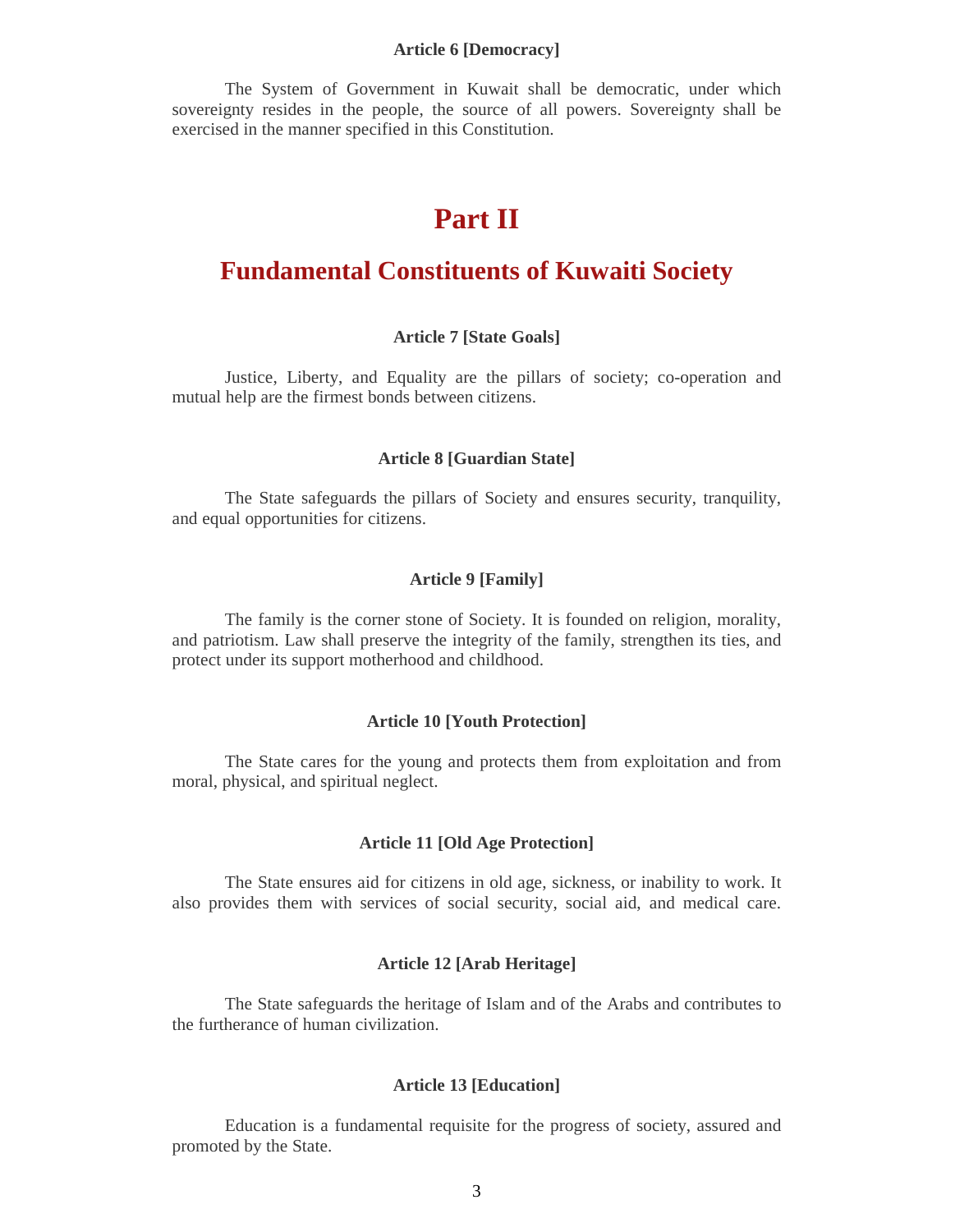#### Article 6 [Democracy]

The System of Government in Kuwait shall be democratic, under which sovereignty resides in the people, the source of all powers. Sovereignty shall be exercised in the manner specified in this Constitution.

# Part II

## Fundamental Constituents of Kuwaiti Society

#### Article 7 [State Goals]

Justice, Liberty, and Equality are the pillars of society; co-operation and mutual help are the firmest bonds between citizens.

#### Article 8 [Guardian State]

The State safeguards the pillars of Society and ensures security, tranquility, and equal opportunities for citizens.

#### Article 9 [Family]

The family is the corner stone of Society. It is founded on religion, morality, and patriotism. Law shall preserve the integrity of the family, strengthen its ties, and protect under its support motherhood and childhood.

#### Article 10 [Youth Protection]

The State cares for the young and protects them from exploitation and from moral, physical, and spiritual neglect.

#### Article 11 [Old Age Protection]

The State ensures aid for citizens in old age, sickness, or inability to work. It also provides them with services of social security, social aid, and medical care.

#### Article 12 [Arab Heritage]

The State safeguards the heritage of Islam and of the Arabs and contributes to the furtherance of human civilization.

#### Article 13 [Education]

Education is a fundamental requisite for the progress of society, assured and promoted by the State.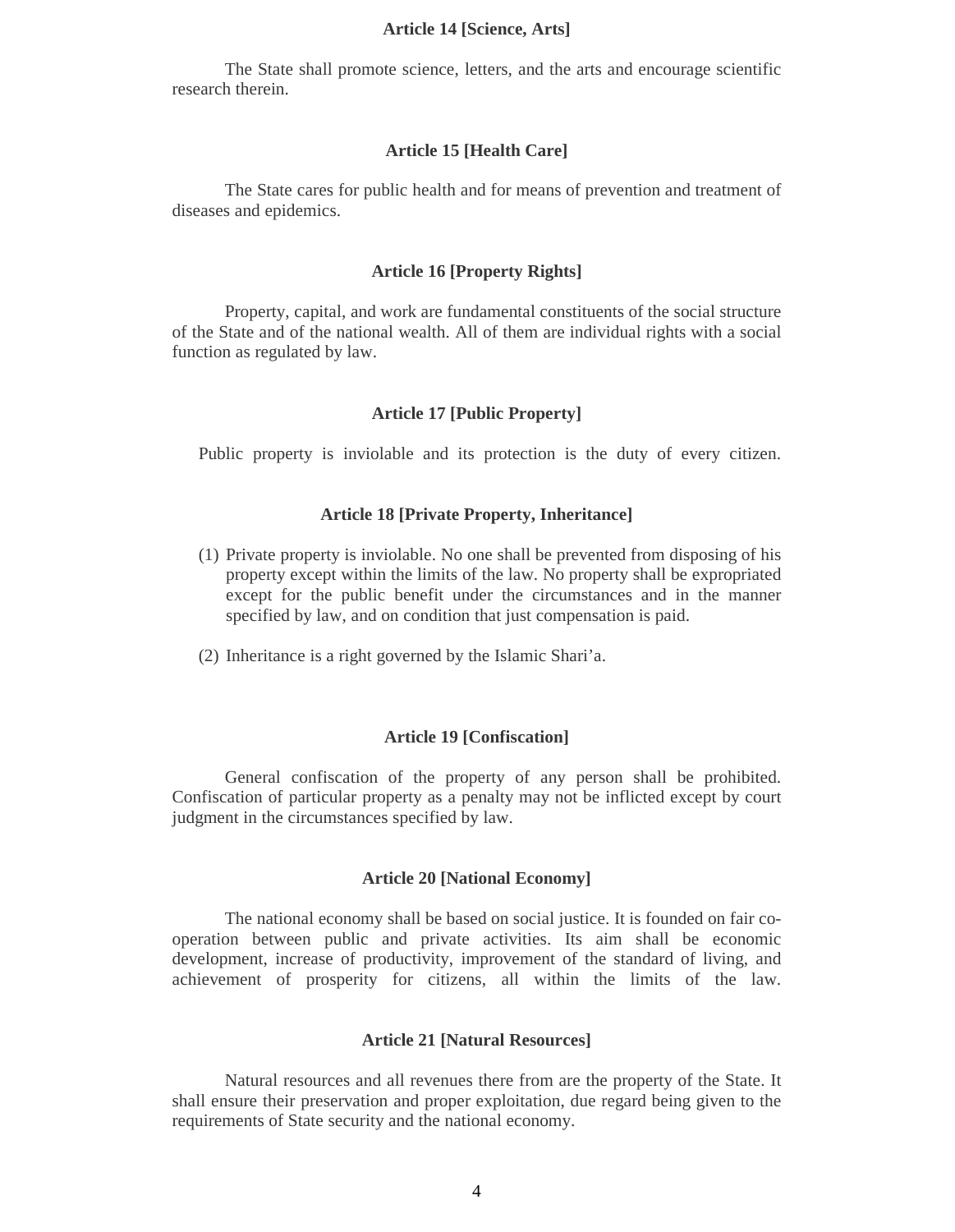### Article 14 [Science, Arts]

The State shall promote science, letters, and the arts and encourage scientific research therein.

### Article 15 [Health Care]

The State cares for public health and for means of prevention and treatment of diseases and epidemics.

### Article 16 [Property Rights]

Property, capital, and work are fundamental constituents of the social structure of the State and of the national wealth. All of them are individual rights with a social function as regulated by law.

### Article 17 [Public Property]

Public property is inviolable and its protection is the duty of every citizen.

### Article 18 [Private Property, Inheritance]

(1) Private property is inviolable. No one shall be prevented from disposing of his property except within the limits of the law. No property shall be expropriated except for the public benefit under the circumstances and in the manner specified by law, and on condition that just compensation is paid.

(2) Inheritance is a right governed by the Islamic Shari'a.

### Article 19 [Confiscation]

General confiscation of the property of any person shall be prohibited. Confiscation of particular property as a penalty may not be inflicted except by court judgment in the circumstances specified by law.

### Article 20 [National Economy]

The national economy shall be based on social justice. It is founded on fair co-operation between public and private activities. Its aim shall be economic development, increase of productivity, improvement of the standard of living, and achievement of prosperity for citizens, all within the limits of the law.

### Article 21 [Natural Resources]

Natural resources and all revenues there from are the property of the State. It shall ensure their preservation and proper exploitation, due regard being given to the requirements of State security and the national economy.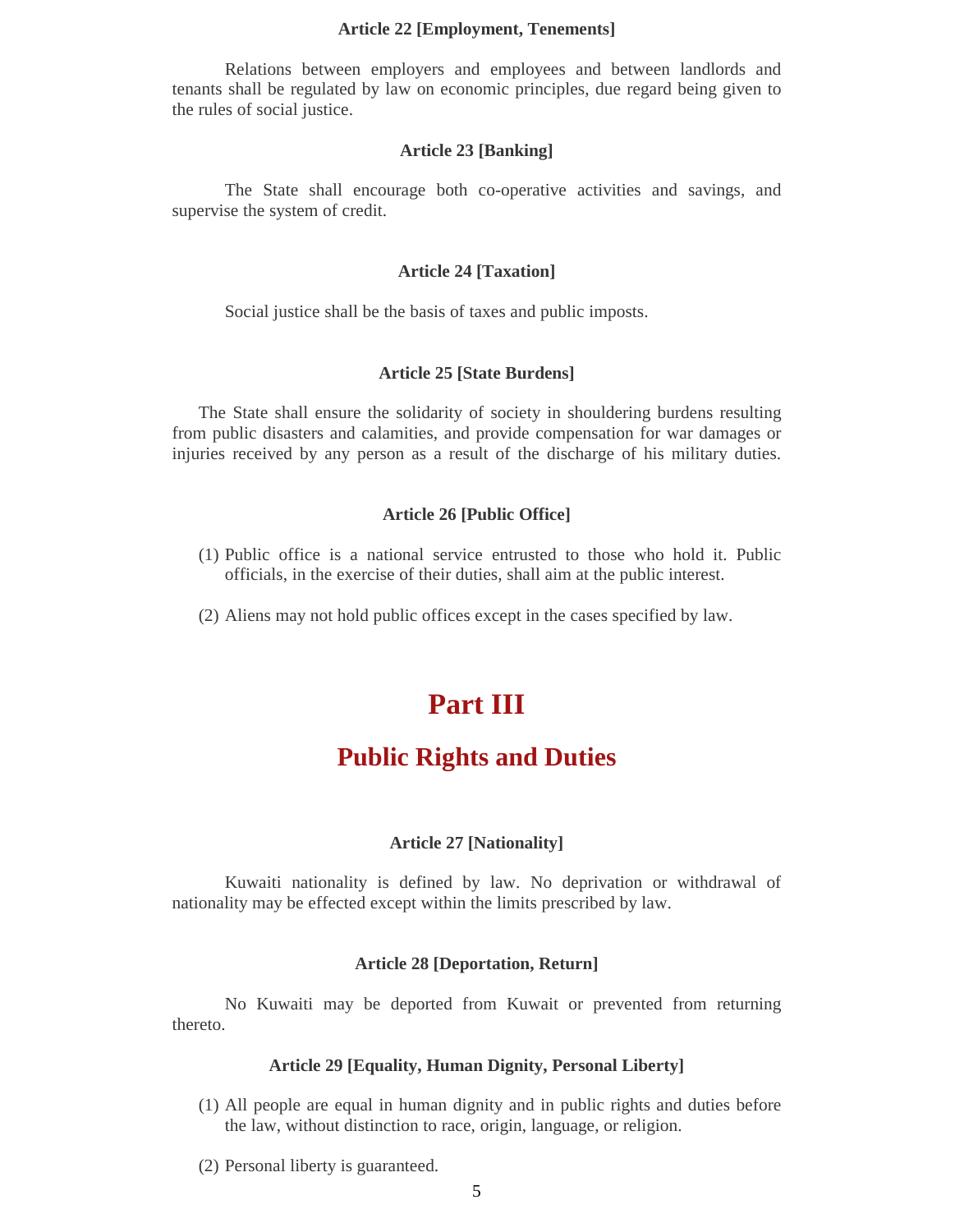### Article 22 [Employment, Tenements]

Relations between employers and employees and between landlords and tenants shall be regulated by law on economic principles, due regard being given to the rules of social justice.

### Article 23 [Banking]

The State shall encourage both co-operative activities and savings, and supervise the system of credit.

### Article 24 [Taxation]

Social justice shall be the basis of taxes and public imposts.

### Article 25 [State Burdens]

The State shall ensure the solidarity of society in shouldering burdens resulting from public disasters and calamities, and provide compensation for war damages or injuries received by any person as a result of the discharge of his military duties.

### Article 26 [Public Office]

(1) Public office is a national service entrusted to those who hold it. Public officials, in the exercise of their duties, shall aim at the public interest.

(2) Aliens may not hold public offices except in the cases specified by law.

# Part III

## Public Rights and Duties

### Article 27 [Nationality]

Kuwaiti nationality is defined by law. No deprivation or withdrawal of nationality may be effected except within the limits prescribed by law.

### Article 28 [Deportation, Return]

No Kuwaiti may be deported from Kuwait or prevented from returning thereto.

### Article 29 [Equality, Human Dignity, Personal Liberty]

(1) All people are equal in human dignity and in public rights and duties before the law, without distinction to race, origin, language, or religion.

(2) Personal liberty is guaranteed.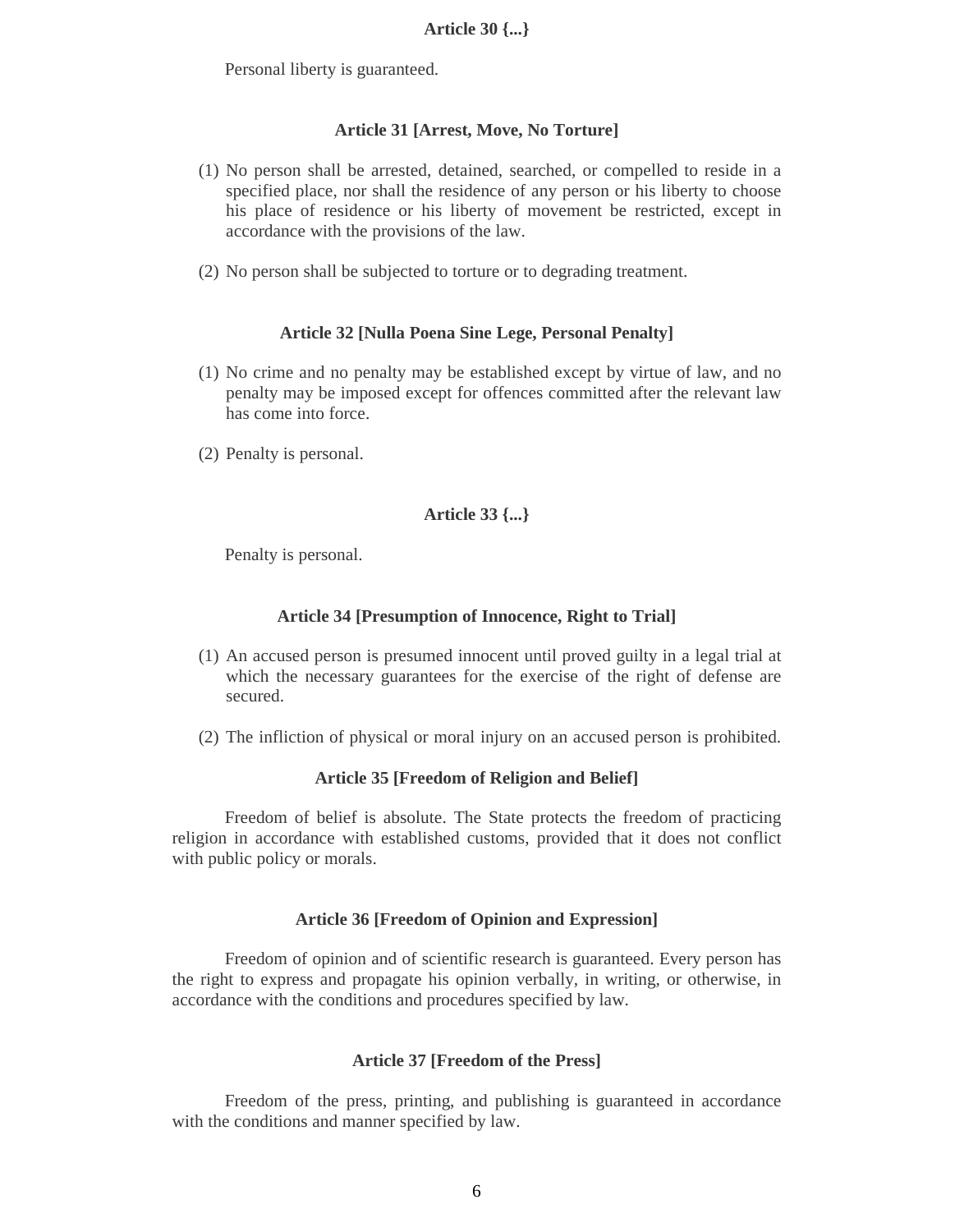**Article 30 {...}**

Personal liberty is guaranteed.

**Article 31 [Arrest, Move, No Torture]**

(1) No person shall be arrested, detained, searched, or compelled to reside in a specified place, nor shall the residence of any person or his liberty to choose his place of residence or his liberty of movement be restricted, except in accordance with the provisions of the law.

(2) No person shall be subjected to torture or to degrading treatment.

**Article 32 [Nulla Poena Sine Lege, Personal Penalty]**

(1) No crime and no penalty may be established except by virtue of law, and no penalty may be imposed except for offences committed after the relevant law has come into force.

(2) Penalty is personal.

**Article 33 {...}**

Penalty is personal.

**Article 34 [Presumption of Innocence, Right to Trial]**

(1) An accused person is presumed innocent until proved guilty in a legal trial at which the necessary guarantees for the exercise of the right of defense are secured.

(2) The infliction of physical or moral injury on an accused person is prohibited.

**Article 35 [Freedom of Religion and Belief]**

Freedom of belief is absolute. The State protects the freedom of practicing religion in accordance with established customs, provided that it does not conflict with public policy or morals.

**Article 36 [Freedom of Opinion and Expression]**

Freedom of opinion and of scientific research is guaranteed. Every person has the right to express and propagate his opinion verbally, in writing, or otherwise, in accordance with the conditions and procedures specified by law.

**Article 37 [Freedom of the Press]**

Freedom of the press, printing, and publishing is guaranteed in accordance with the conditions and manner specified by law.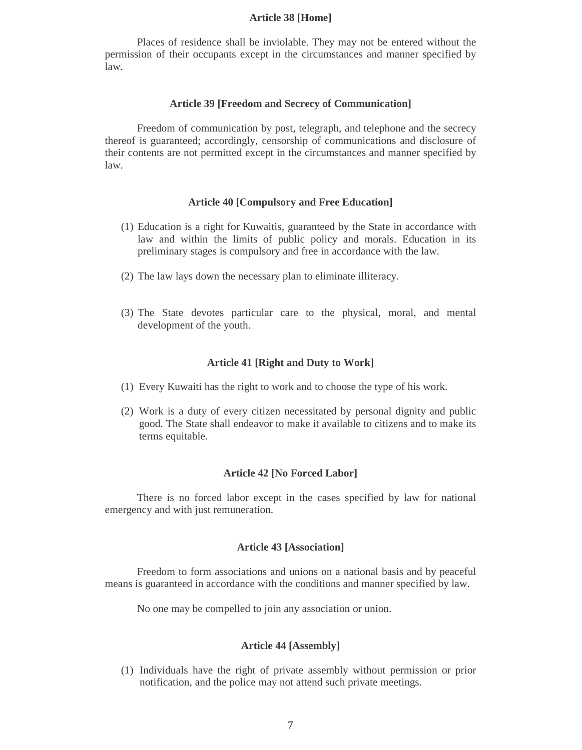### Article 38 [Home]

Places of residence shall be inviolable. They may not be entered without the permission of their occupants except in the circumstances and manner specified by law.

### Article 39 [Freedom and Secrecy of Communication]

Freedom of communication by post, telegraph, and telephone and the secrecy thereof is guaranteed; accordingly, censorship of communications and disclosure of their contents are not permitted except in the circumstances and manner specified by law.

### Article 40 [Compulsory and Free Education]

(1) Education is a right for Kuwaitis, guaranteed by the State in accordance with law and within the limits of public policy and morals. Education in its preliminary stages is compulsory and free in accordance with the law.

(2) The law lays down the necessary plan to eliminate illiteracy.

(3) The State devotes particular care to the physical, moral, and mental development of the youth.

### Article 41 [Right and Duty to Work]

(1) Every Kuwaiti has the right to work and to choose the type of his work.

(2) Work is a duty of every citizen necessitated by personal dignity and public good. The State shall endeavor to make it available to citizens and to make its terms equitable.

### Article 42 [No Forced Labor]

There is no forced labor except in the cases specified by law for national emergency and with just remuneration.

### Article 43 [Association]

Freedom to form associations and unions on a national basis and by peaceful means is guaranteed in accordance with the conditions and manner specified by law.

No one may be compelled to join any association or union.

### Article 44 [Assembly]

(1) Individuals have the right of private assembly without permission or prior notification, and the police may not attend such private meetings.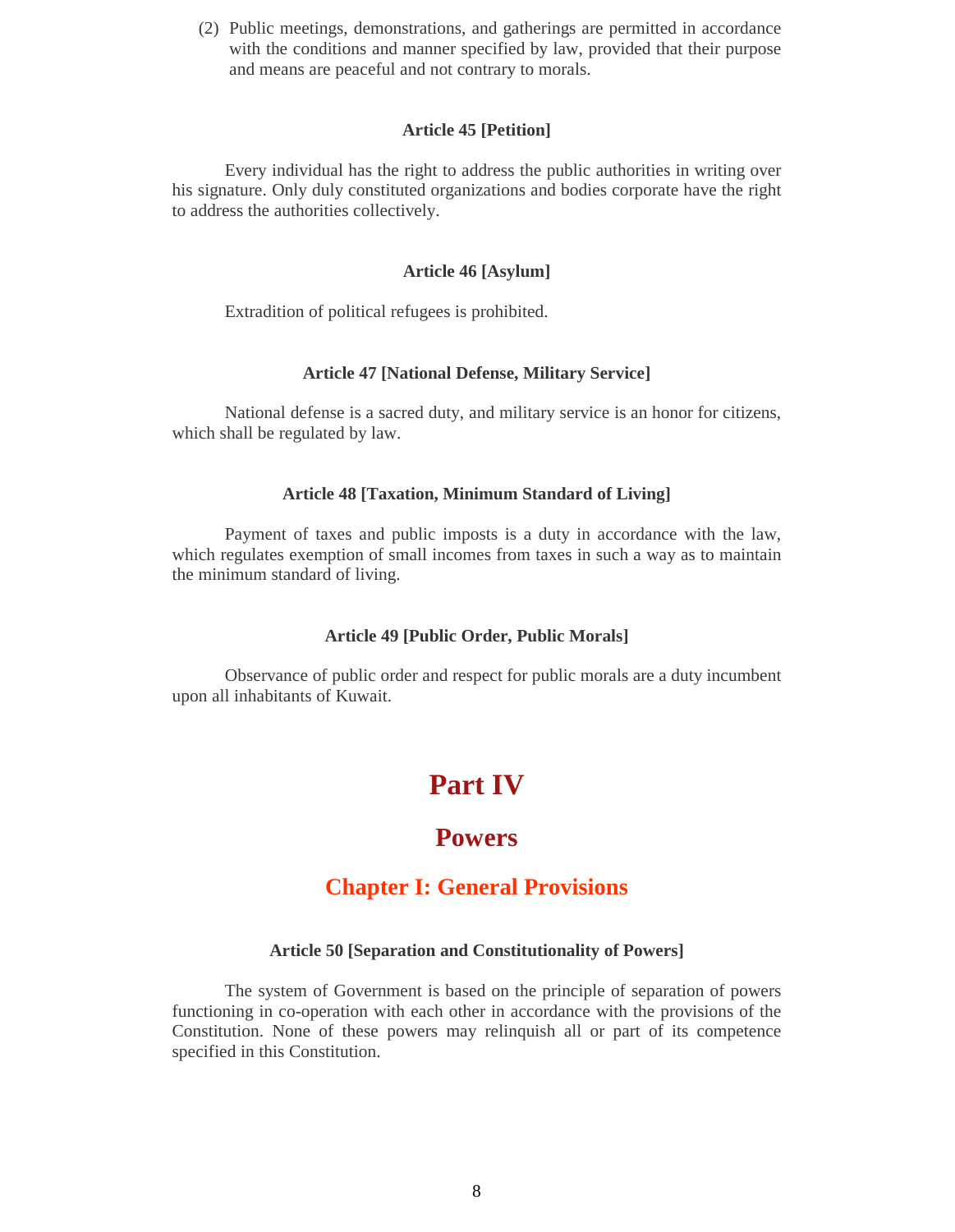(2) Public meetings, demonstrations, and gatherings are permitted in accordance with the conditions and manner specified by law, provided that their purpose and means are peaceful and not contrary to morals.

#### Article 45 [Petition]

Every individual has the right to address the public authorities in writing over his signature. Only duly constituted organizations and bodies corporate have the right to address the authorities collectively.

#### Article 46 [Asylum]

Extradition of political refugees is prohibited.

#### Article 47 [National Defense, Military Service]

National defense is a sacred duty, and military service is an honor for citizens, which shall be regulated by law.

#### Article 48 [Taxation, Minimum Standard of Living]

Payment of taxes and public imposts is a duty in accordance with the law, which regulates exemption of small incomes from taxes in such a way as to maintain the minimum standard of living.

#### Article 49 [Public Order, Public Morals]

Observance of public order and respect for public morals are a duty incumbent upon all inhabitants of Kuwait.

# Part IV

# Powers

## Chapter I: General Provisions

#### Article 50 [Separation and Constitutionality of Powers]

The system of Government is based on the principle of separation of powers functioning in co-operation with each other in accordance with the provisions of the Constitution. None of these powers may relinquish all or part of its competence specified in this Constitution.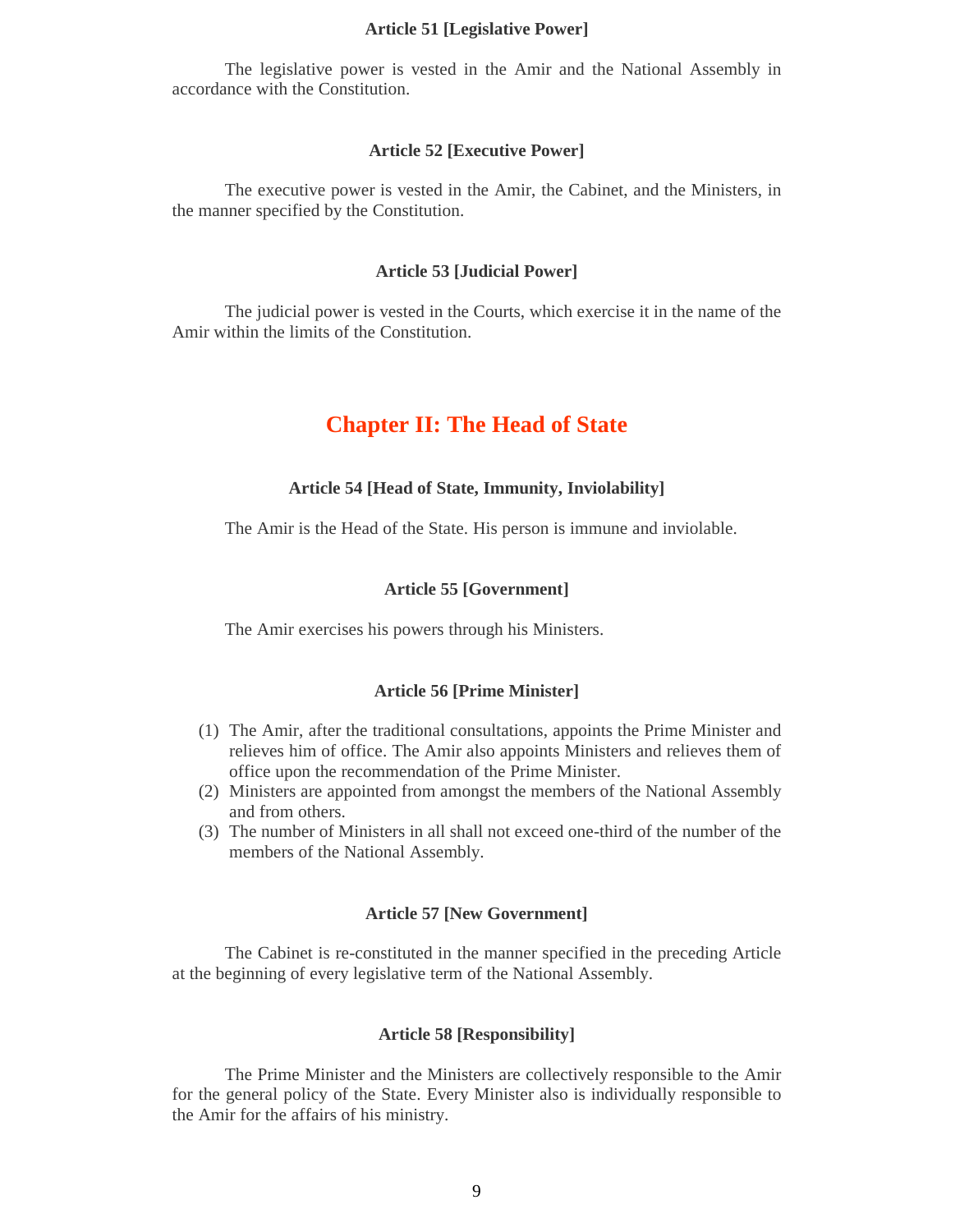### Article 51 [Legislative Power]

The legislative power is vested in the Amir and the National Assembly in accordance with the Constitution.

### Article 52 [Executive Power]

The executive power is vested in the Amir, the Cabinet, and the Ministers, in the manner specified by the Constitution.

### Article 53 [Judicial Power]

The judicial power is vested in the Courts, which exercise it in the name of the Amir within the limits of the Constitution.

## Chapter II: The Head of State

### Article 54 [Head of State, Immunity, Inviolability]

The Amir is the Head of the State. His person is immune and inviolable.

### Article 55 [Government]

The Amir exercises his powers through his Ministers.

### Article 56 [Prime Minister]

(1) The Amir, after the traditional consultations, appoints the Prime Minister and relieves him of office. The Amir also appoints Ministers and relieves them of office upon the recommendation of the Prime Minister.
(2) Ministers are appointed from amongst the members of the National Assembly and from others.
(3) The number of Ministers in all shall not exceed one-third of the number of the members of the National Assembly.

### Article 57 [New Government]

The Cabinet is re-constituted in the manner specified in the preceding Article at the beginning of every legislative term of the National Assembly.

### Article 58 [Responsibility]

The Prime Minister and the Ministers are collectively responsible to the Amir for the general policy of the State. Every Minister also is individually responsible to the Amir for the affairs of his ministry.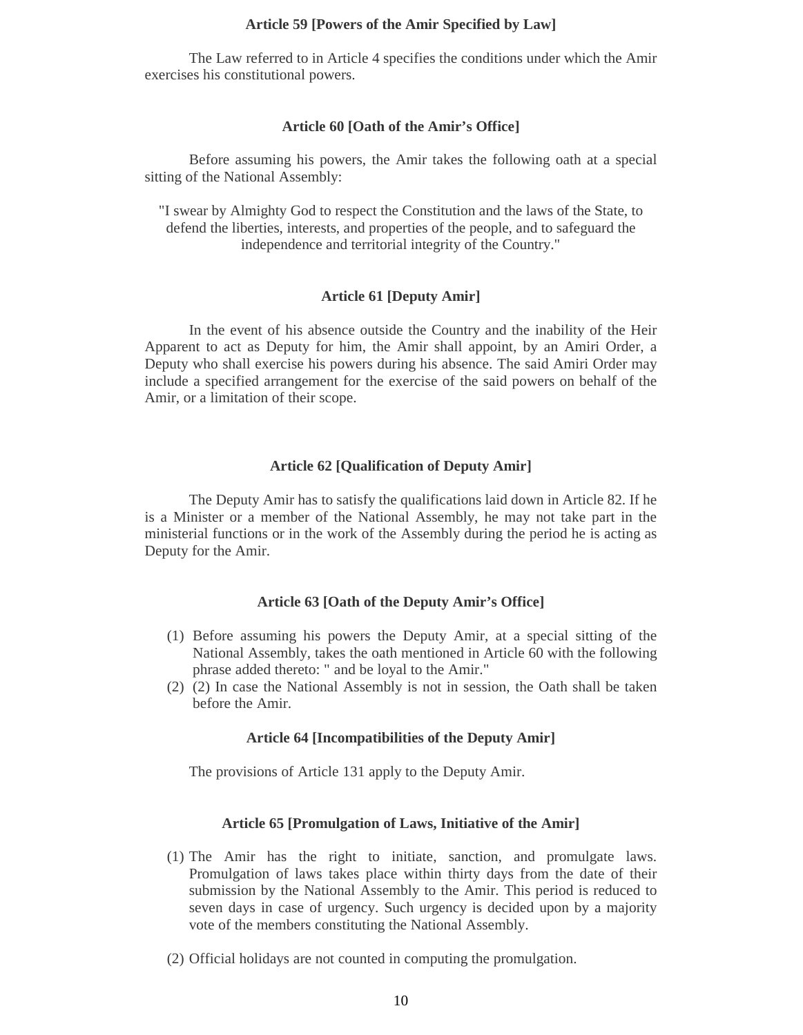### Article 59 [Powers of the Amir Specified by Law]

The Law referred to in Article 4 specifies the conditions under which the Amir exercises his constitutional powers.

### Article 60 [Oath of the Amir's Office]

Before assuming his powers, the Amir takes the following oath at a special sitting of the National Assembly:

"I swear by Almighty God to respect the Constitution and the laws of the State, to defend the liberties, interests, and properties of the people, and to safeguard the independence and territorial integrity of the Country."

### Article 61 [Deputy Amir]

In the event of his absence outside the Country and the inability of the Heir Apparent to act as Deputy for him, the Amir shall appoint, by an Amiri Order, a Deputy who shall exercise his powers during his absence. The said Amiri Order may include a specified arrangement for the exercise of the said powers on behalf of the Amir, or a limitation of their scope.

### Article 62 [Qualification of Deputy Amir]

The Deputy Amir has to satisfy the qualifications laid down in Article 82. If he is a Minister or a member of the National Assembly, he may not take part in the ministerial functions or in the work of the Assembly during the period he is acting as Deputy for the Amir.

### Article 63 [Oath of the Deputy Amir's Office]

(1) Before assuming his powers the Deputy Amir, at a special sitting of the National Assembly, takes the oath mentioned in Article 60 with the following phrase added thereto: " and be loyal to the Amir."

(2) (2) In case the National Assembly is not in session, the Oath shall be taken before the Amir.

### Article 64 [Incompatibilities of the Deputy Amir]

The provisions of Article 131 apply to the Deputy Amir.

### Article 65 [Promulgation of Laws, Initiative of the Amir]

(1) The Amir has the right to initiate, sanction, and promulgate laws. Promulgation of laws takes place within thirty days from the date of their submission by the National Assembly to the Amir. This period is reduced to seven days in case of urgency. Such urgency is decided upon by a majority vote of the members constituting the National Assembly.

(2) Official holidays are not counted in computing the promulgation.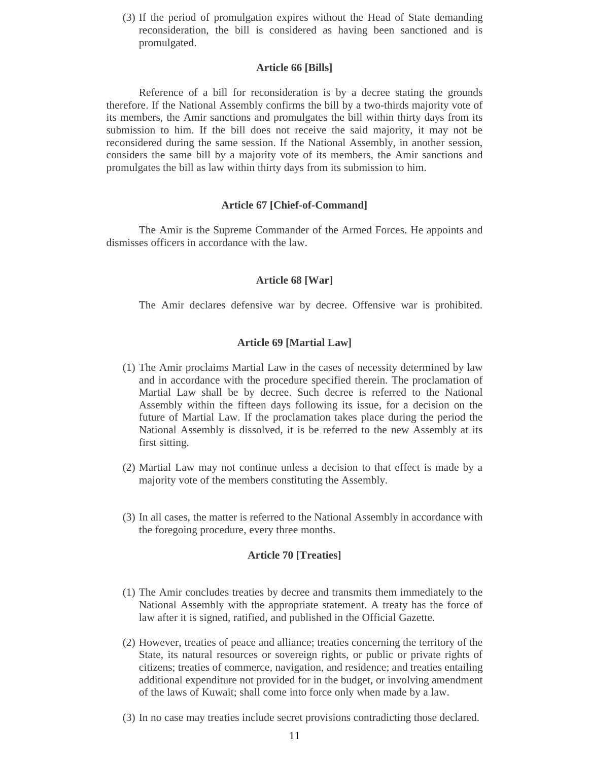(3) If the period of promulgation expires without the Head of State demanding reconsideration, the bill is considered as having been sanctioned and is promulgated.

### Article 66 [Bills]

Reference of a bill for reconsideration is by a decree stating the grounds therefore. If the National Assembly confirms the bill by a two-thirds majority vote of its members, the Amir sanctions and promulgates the bill within thirty days from its submission to him. If the bill does not receive the said majority, it may not be reconsidered during the same session. If the National Assembly, in another session, considers the same bill by a majority vote of its members, the Amir sanctions and promulgates the bill as law within thirty days from its submission to him.

### Article 67 [Chief-of-Command]

The Amir is the Supreme Commander of the Armed Forces. He appoints and dismisses officers in accordance with the law.

### Article 68 [War]

The Amir declares defensive war by decree. Offensive war is prohibited.

### Article 69 [Martial Law]

(1) The Amir proclaims Martial Law in the cases of necessity determined by law and in accordance with the procedure specified therein. The proclamation of Martial Law shall be by decree. Such decree is referred to the National Assembly within the fifteen days following its issue, for a decision on the future of Martial Law. If the proclamation takes place during the period the National Assembly is dissolved, it is be referred to the new Assembly at its first sitting.

(2) Martial Law may not continue unless a decision to that effect is made by a majority vote of the members constituting the Assembly.

(3) In all cases, the matter is referred to the National Assembly in accordance with the foregoing procedure, every three months.

### Article 70 [Treaties]

(1) The Amir concludes treaties by decree and transmits them immediately to the National Assembly with the appropriate statement. A treaty has the force of law after it is signed, ratified, and published in the Official Gazette.

(2) However, treaties of peace and alliance; treaties concerning the territory of the State, its natural resources or sovereign rights, or public or private rights of citizens; treaties of commerce, navigation, and residence; and treaties entailing additional expenditure not provided for in the budget, or involving amendment of the laws of Kuwait; shall come into force only when made by a law.

(3) In no case may treaties include secret provisions contradicting those declared.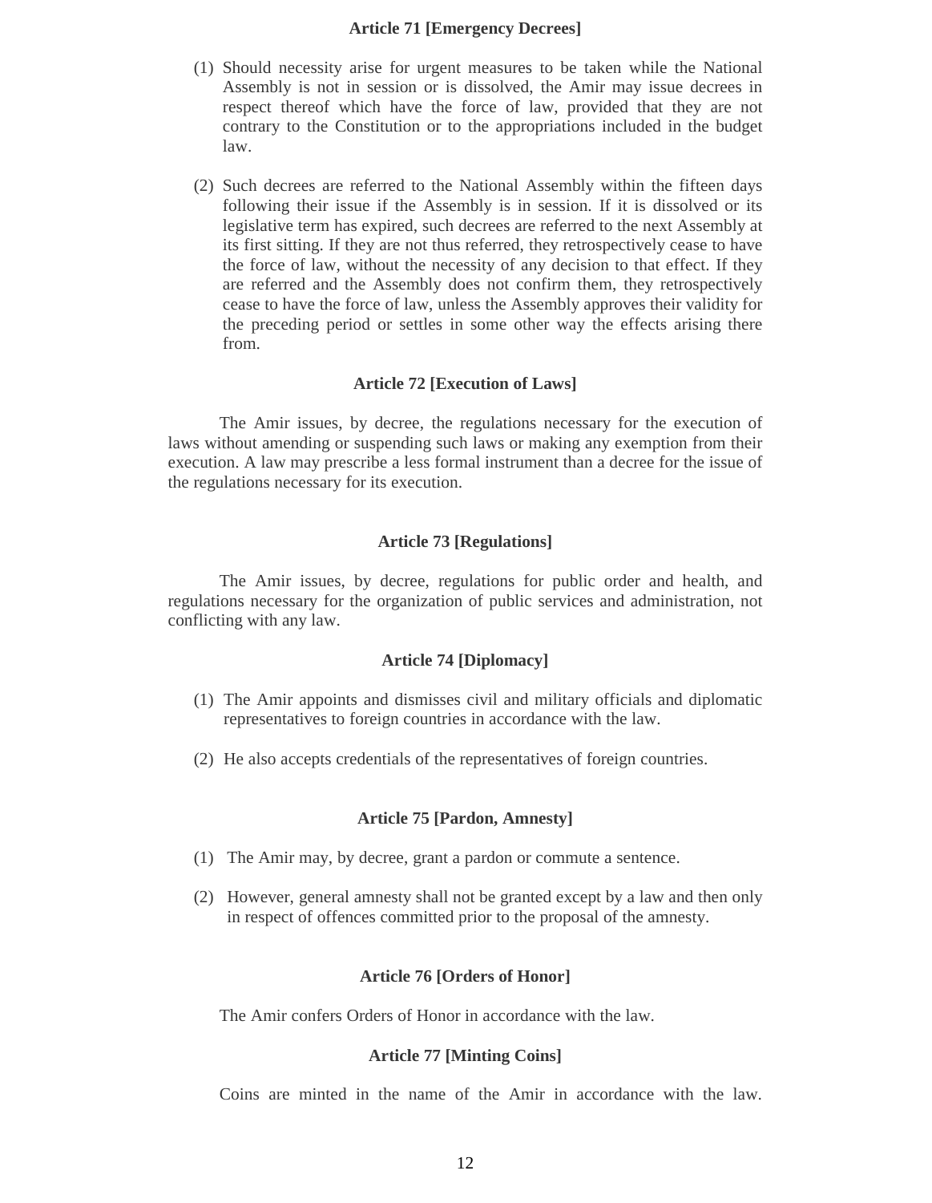**Article 71 [Emergency Decrees]**

(1) Should necessity arise for urgent measures to be taken while the National Assembly is not in session or is dissolved, the Amir may issue decrees in respect thereof which have the force of law, provided that they are not contrary to the Constitution or to the appropriations included in the budget law.

(2) Such decrees are referred to the National Assembly within the fifteen days following their issue if the Assembly is in session. If it is dissolved or its legislative term has expired, such decrees are referred to the next Assembly at its first sitting. If they are not thus referred, they retrospectively cease to have the force of law, without the necessity of any decision to that effect. If they are referred and the Assembly does not confirm them, they retrospectively cease to have the force of law, unless the Assembly approves their validity for the preceding period or settles in some other way the effects arising there from.

**Article 72 [Execution of Laws]**

The Amir issues, by decree, the regulations necessary for the execution of laws without amending or suspending such laws or making any exemption from their execution. A law may prescribe a less formal instrument than a decree for the issue of the regulations necessary for its execution.

**Article 73 [Regulations]**

The Amir issues, by decree, regulations for public order and health, and regulations necessary for the organization of public services and administration, not conflicting with any law.

**Article 74 [Diplomacy]**

(1) The Amir appoints and dismisses civil and military officials and diplomatic representatives to foreign countries in accordance with the law.

(2) He also accepts credentials of the representatives of foreign countries.

**Article 75 [Pardon, Amnesty]**

(1) The Amir may, by decree, grant a pardon or commute a sentence.

(2) However, general amnesty shall not be granted except by a law and then only in respect of offences committed prior to the proposal of the amnesty.

**Article 76 [Orders of Honor]**

The Amir confers Orders of Honor in accordance with the law.

**Article 77 [Minting Coins]**

Coins are minted in the name of the Amir in accordance with the law.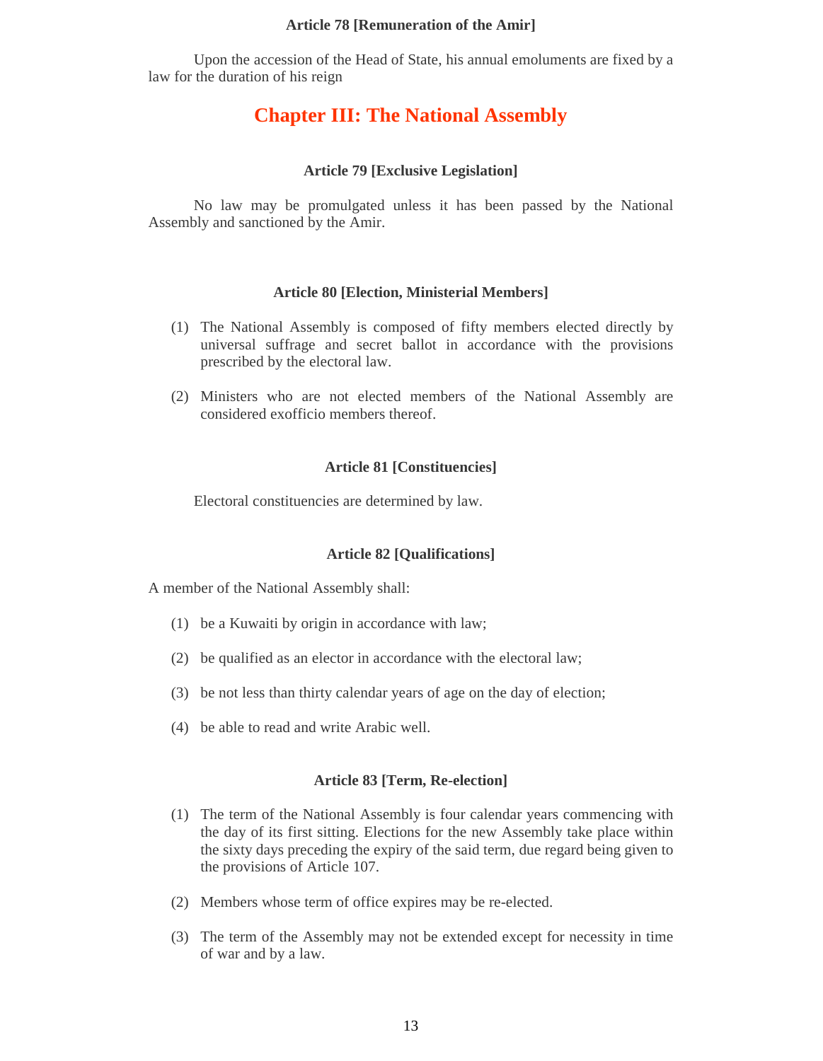#### Article 78 [Remuneration of the Amir]

Upon the accession of the Head of State, his annual emoluments are fixed by a law for the duration of his reign

## Chapter III: The National Assembly

#### Article 79 [Exclusive Legislation]

No law may be promulgated unless it has been passed by the National Assembly and sanctioned by the Amir.

#### Article 80 [Election, Ministerial Members]

(1) The National Assembly is composed of fifty members elected directly by universal suffrage and secret ballot in accordance with the provisions prescribed by the electoral law.

(2) Ministers who are not elected members of the National Assembly are considered exofficio members thereof.

#### Article 81 [Constituencies]

Electoral constituencies are determined by law.

#### Article 82 [Qualifications]

A member of the National Assembly shall:

(1) be a Kuwaiti by origin in accordance with law;

(2) be qualified as an elector in accordance with the electoral law;

(3) be not less than thirty calendar years of age on the day of election;

(4) be able to read and write Arabic well.

#### Article 83 [Term, Re-election]

(1) The term of the National Assembly is four calendar years commencing with the day of its first sitting. Elections for the new Assembly take place within the sixty days preceding the expiry of the said term, due regard being given to the provisions of Article 107.

(2) Members whose term of office expires may be re-elected.

(3) The term of the Assembly may not be extended except for necessity in time of war and by a law.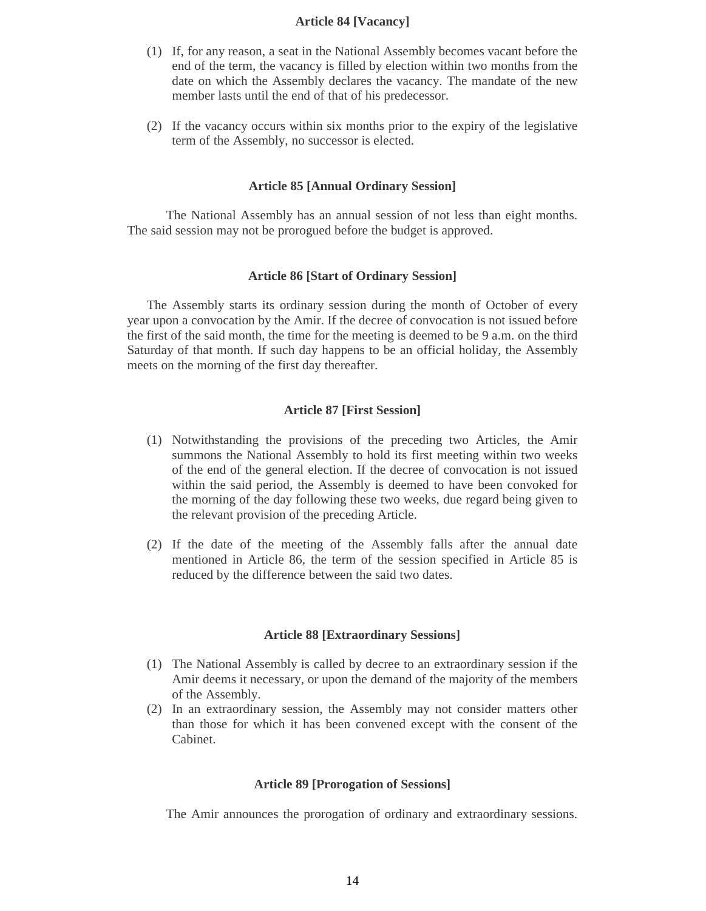### Article 84 [Vacancy]

(1) If, for any reason, a seat in the National Assembly becomes vacant before the end of the term, the vacancy is filled by election within two months from the date on which the Assembly declares the vacancy. The mandate of the new member lasts until the end of that of his predecessor.

(2) If the vacancy occurs within six months prior to the expiry of the legislative term of the Assembly, no successor is elected.

### Article 85 [Annual Ordinary Session]

The National Assembly has an annual session of not less than eight months. The said session may not be prorogued before the budget is approved.

### Article 86 [Start of Ordinary Session]

The Assembly starts its ordinary session during the month of October of every year upon a convocation by the Amir. If the decree of convocation is not issued before the first of the said month, the time for the meeting is deemed to be 9 a.m. on the third Saturday of that month. If such day happens to be an official holiday, the Assembly meets on the morning of the first day thereafter.

### Article 87 [First Session]

(1) Notwithstanding the provisions of the preceding two Articles, the Amir summons the National Assembly to hold its first meeting within two weeks of the end of the general election. If the decree of convocation is not issued within the said period, the Assembly is deemed to have been convoked for the morning of the day following these two weeks, due regard being given to the relevant provision of the preceding Article.

(2) If the date of the meeting of the Assembly falls after the annual date mentioned in Article 86, the term of the session specified in Article 85 is reduced by the difference between the said two dates.

### Article 88 [Extraordinary Sessions]

(1) The National Assembly is called by decree to an extraordinary session if the Amir deems it necessary, or upon the demand of the majority of the members of the Assembly.
(2) In an extraordinary session, the Assembly may not consider matters other than those for which it has been convened except with the consent of the Cabinet.

### Article 89 [Prorogation of Sessions]

The Amir announces the prorogation of ordinary and extraordinary sessions.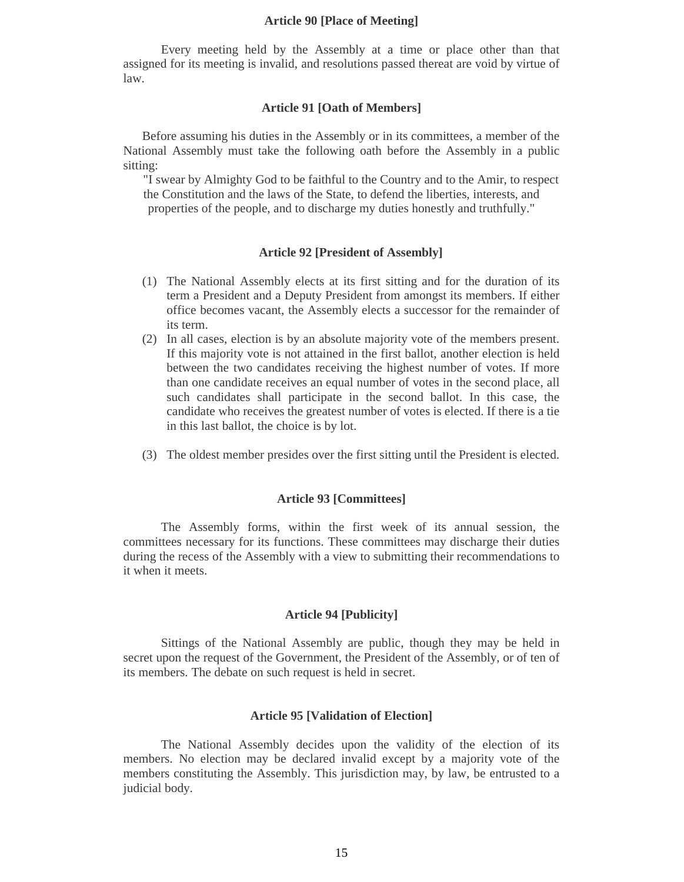### Article 90 [Place of Meeting]

Every meeting held by the Assembly at a time or place other than that assigned for its meeting is invalid, and resolutions passed thereat are void by virtue of law.

### Article 91 [Oath of Members]

Before assuming his duties in the Assembly or in its committees, a member of the National Assembly must take the following oath before the Assembly in a public sitting:

> "I swear by Almighty God to be faithful to the Country and to the Amir, to respect the Constitution and the laws of the State, to defend the liberties, interests, and properties of the people, and to discharge my duties honestly and truthfully."

### Article 92 [President of Assembly]

(1) The National Assembly elects at its first sitting and for the duration of its term a President and a Deputy President from amongst its members. If either office becomes vacant, the Assembly elects a successor for the remainder of its term.

(2) In all cases, election is by an absolute majority vote of the members present. If this majority vote is not attained in the first ballot, another election is held between the two candidates receiving the highest number of votes. If more than one candidate receives an equal number of votes in the second place, all such candidates shall participate in the second ballot. In this case, the candidate who receives the greatest number of votes is elected. If there is a tie in this last ballot, the choice is by lot.

(3) The oldest member presides over the first sitting until the President is elected.

### Article 93 [Committees]

The Assembly forms, within the first week of its annual session, the committees necessary for its functions. These committees may discharge their duties during the recess of the Assembly with a view to submitting their recommendations to it when it meets.

### Article 94 [Publicity]

Sittings of the National Assembly are public, though they may be held in secret upon the request of the Government, the President of the Assembly, or of ten of its members. The debate on such request is held in secret.

### Article 95 [Validation of Election]

The National Assembly decides upon the validity of the election of its members. No election may be declared invalid except by a majority vote of the members constituting the Assembly. This jurisdiction may, by law, be entrusted to a judicial body.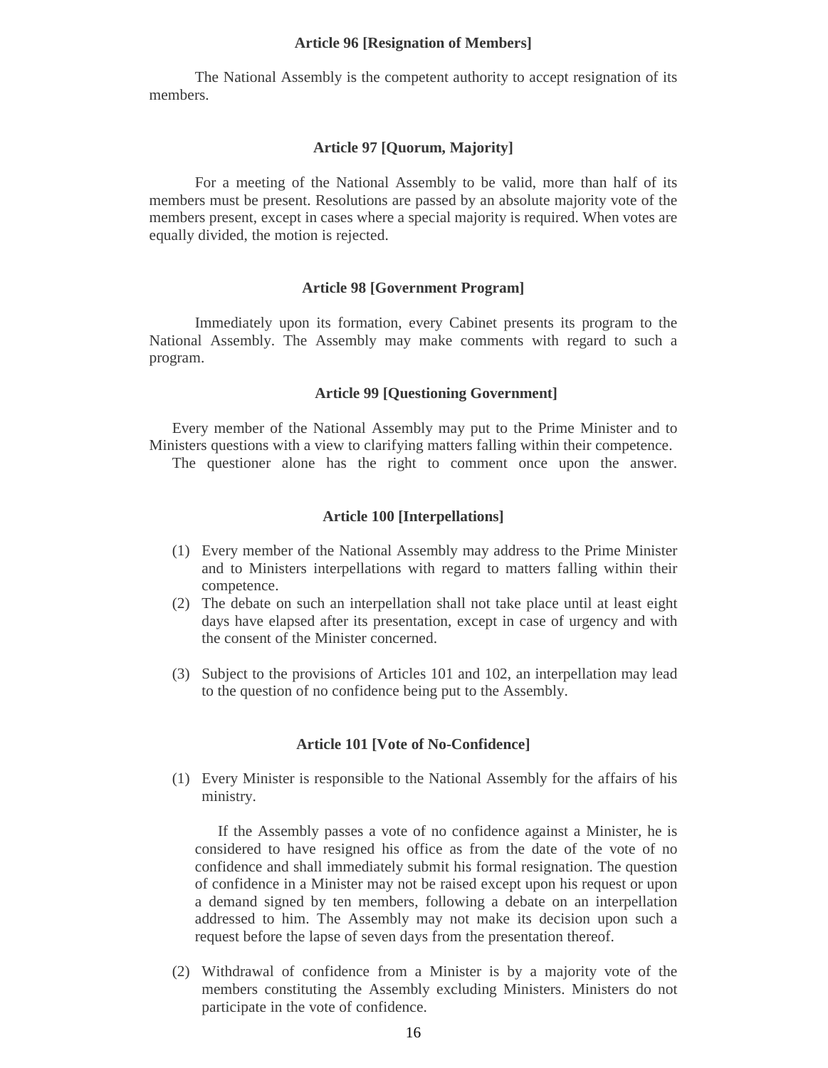### Article 96 [Resignation of Members]

The National Assembly is the competent authority to accept resignation of its members.

### Article 97 [Quorum, Majority]

For a meeting of the National Assembly to be valid, more than half of its members must be present. Resolutions are passed by an absolute majority vote of the members present, except in cases where a special majority is required. When votes are equally divided, the motion is rejected.

### Article 98 [Government Program]

Immediately upon its formation, every Cabinet presents its program to the National Assembly. The Assembly may make comments with regard to such a program.

### Article 99 [Questioning Government]

Every member of the National Assembly may put to the Prime Minister and to Ministers questions with a view to clarifying matters falling within their competence.

The questioner alone has the right to comment once upon the answer.

### Article 100 [Interpellations]

(1) Every member of the National Assembly may address to the Prime Minister and to Ministers interpellations with regard to matters falling within their competence.

(2) The debate on such an interpellation shall not take place until at least eight days have elapsed after its presentation, except in case of urgency and with the consent of the Minister concerned.

(3) Subject to the provisions of Articles 101 and 102, an interpellation may lead to the question of no confidence being put to the Assembly.

### Article 101 [Vote of No-Confidence]

(1) Every Minister is responsible to the National Assembly for the affairs of his ministry.

If the Assembly passes a vote of no confidence against a Minister, he is considered to have resigned his office as from the date of the vote of no confidence and shall immediately submit his formal resignation. The question of confidence in a Minister may not be raised except upon his request or upon a demand signed by ten members, following a debate on an interpellation addressed to him. The Assembly may not make its decision upon such a request before the lapse of seven days from the presentation thereof.

(2) Withdrawal of confidence from a Minister is by a majority vote of the members constituting the Assembly excluding Ministers. Ministers do not participate in the vote of confidence.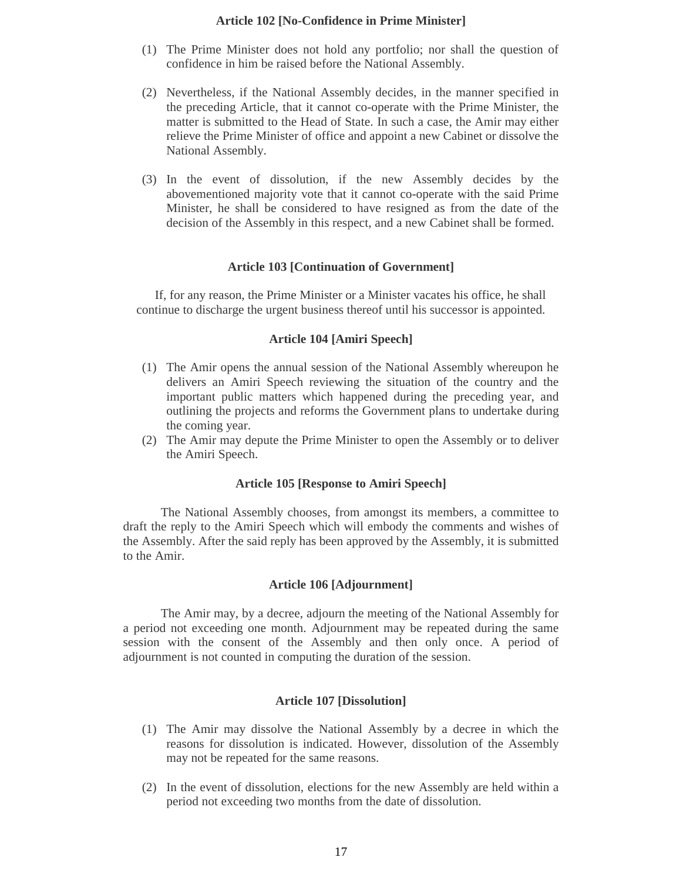### Article 102 [No-Confidence in Prime Minister]

(1) The Prime Minister does not hold any portfolio; nor shall the question of confidence in him be raised before the National Assembly.

(2) Nevertheless, if the National Assembly decides, in the manner specified in the preceding Article, that it cannot co-operate with the Prime Minister, the matter is submitted to the Head of State. In such a case, the Amir may either relieve the Prime Minister of office and appoint a new Cabinet or dissolve the National Assembly.

(3) In the event of dissolution, if the new Assembly decides by the abovementioned majority vote that it cannot co-operate with the said Prime Minister, he shall be considered to have resigned as from the date of the decision of the Assembly in this respect, and a new Cabinet shall be formed.

### Article 103 [Continuation of Government]

If, for any reason, the Prime Minister or a Minister vacates his office, he shall continue to discharge the urgent business thereof until his successor is appointed.

### Article 104 [Amiri Speech]

(1) The Amir opens the annual session of the National Assembly whereupon he delivers an Amiri Speech reviewing the situation of the country and the important public matters which happened during the preceding year, and outlining the projects and reforms the Government plans to undertake during the coming year.
(2) The Amir may depute the Prime Minister to open the Assembly or to deliver the Amiri Speech.

### Article 105 [Response to Amiri Speech]

The National Assembly chooses, from amongst its members, a committee to draft the reply to the Amiri Speech which will embody the comments and wishes of the Assembly. After the said reply has been approved by the Assembly, it is submitted to the Amir.

### Article 106 [Adjournment]

The Amir may, by a decree, adjourn the meeting of the National Assembly for a period not exceeding one month. Adjournment may be repeated during the same session with the consent of the Assembly and then only once. A period of adjournment is not counted in computing the duration of the session.

### Article 107 [Dissolution]

(1) The Amir may dissolve the National Assembly by a decree in which the reasons for dissolution is indicated. However, dissolution of the Assembly may not be repeated for the same reasons.

(2) In the event of dissolution, elections for the new Assembly are held within a period not exceeding two months from the date of dissolution.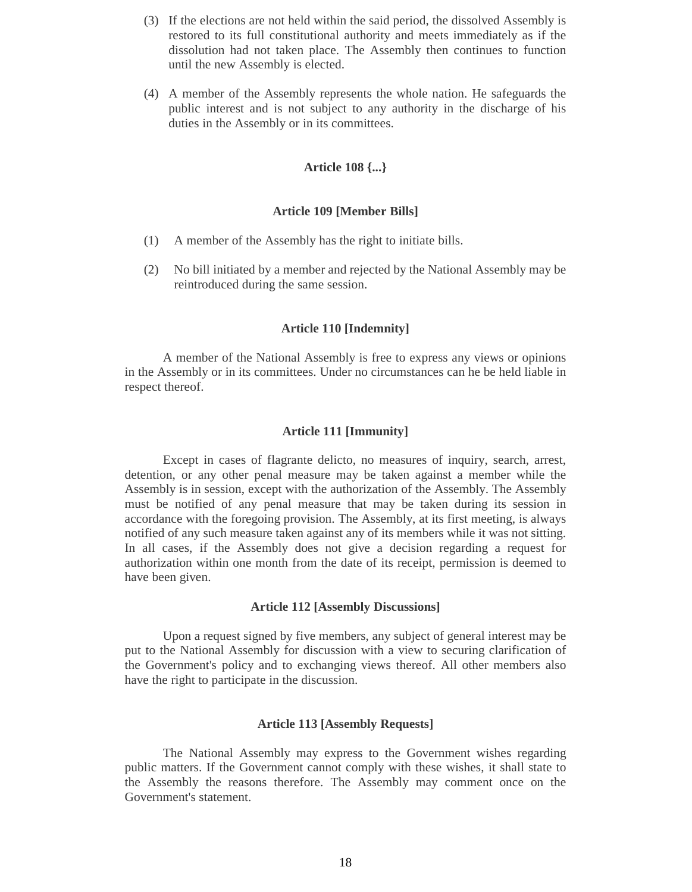(3) If the elections are not held within the said period, the dissolved Assembly is restored to its full constitutional authority and meets immediately as if the dissolution had not taken place. The Assembly then continues to function until the new Assembly is elected.

(4) A member of the Assembly represents the whole nation. He safeguards the public interest and is not subject to any authority in the discharge of his duties in the Assembly or in its committees.

### Article 108 {...}

### Article 109 [Member Bills]

(1) A member of the Assembly has the right to initiate bills.

(2) No bill initiated by a member and rejected by the National Assembly may be reintroduced during the same session.

### Article 110 [Indemnity]

A member of the National Assembly is free to express any views or opinions in the Assembly or in its committees. Under no circumstances can he be held liable in respect thereof.

### Article 111 [Immunity]

Except in cases of flagrante delicto, no measures of inquiry, search, arrest, detention, or any other penal measure may be taken against a member while the Assembly is in session, except with the authorization of the Assembly. The Assembly must be notified of any penal measure that may be taken during its session in accordance with the foregoing provision. The Assembly, at its first meeting, is always notified of any such measure taken against any of its members while it was not sitting. In all cases, if the Assembly does not give a decision regarding a request for authorization within one month from the date of its receipt, permission is deemed to have been given.

### Article 112 [Assembly Discussions]

Upon a request signed by five members, any subject of general interest may be put to the National Assembly for discussion with a view to securing clarification of the Government's policy and to exchanging views thereof. All other members also have the right to participate in the discussion.

### Article 113 [Assembly Requests]

The National Assembly may express to the Government wishes regarding public matters. If the Government cannot comply with these wishes, it shall state to the Assembly the reasons therefore. The Assembly may comment once on the Government's statement.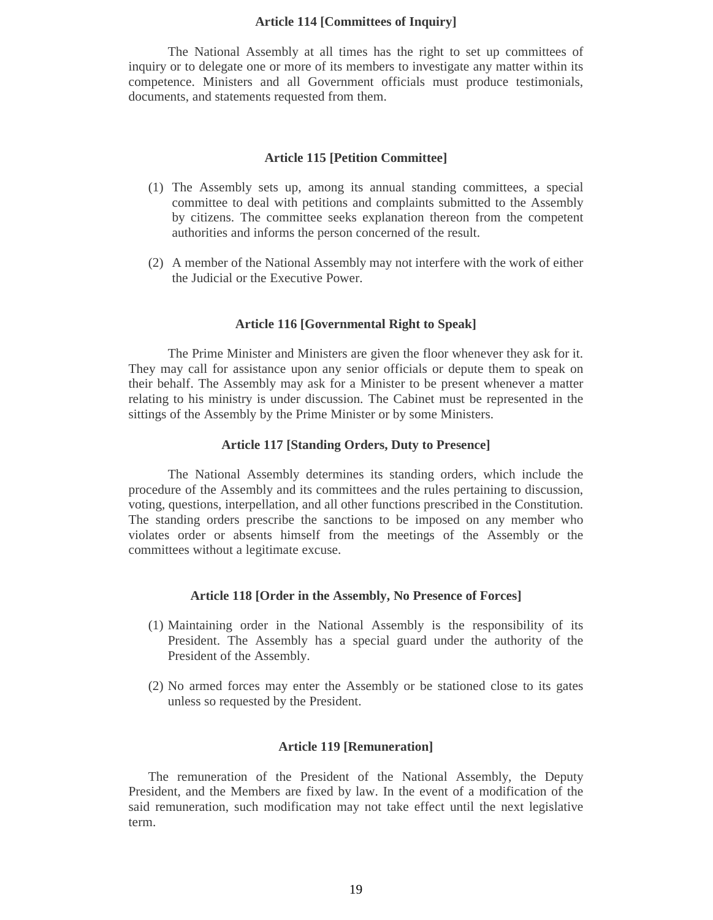### Article 114 [Committees of Inquiry]

The National Assembly at all times has the right to set up committees of inquiry or to delegate one or more of its members to investigate any matter within its competence. Ministers and all Government officials must produce testimonials, documents, and statements requested from them.

### Article 115 [Petition Committee]

(1) The Assembly sets up, among its annual standing committees, a special committee to deal with petitions and complaints submitted to the Assembly by citizens. The committee seeks explanation thereon from the competent authorities and informs the person concerned of the result.

(2) A member of the National Assembly may not interfere with the work of either the Judicial or the Executive Power.

### Article 116 [Governmental Right to Speak]

The Prime Minister and Ministers are given the floor whenever they ask for it. They may call for assistance upon any senior officials or depute them to speak on their behalf. The Assembly may ask for a Minister to be present whenever a matter relating to his ministry is under discussion. The Cabinet must be represented in the sittings of the Assembly by the Prime Minister or by some Ministers.

### Article 117 [Standing Orders, Duty to Presence]

The National Assembly determines its standing orders, which include the procedure of the Assembly and its committees and the rules pertaining to discussion, voting, questions, interpellation, and all other functions prescribed in the Constitution. The standing orders prescribe the sanctions to be imposed on any member who violates order or absents himself from the meetings of the Assembly or the committees without a legitimate excuse.

### Article 118 [Order in the Assembly, No Presence of Forces]

(1) Maintaining order in the National Assembly is the responsibility of its President. The Assembly has a special guard under the authority of the President of the Assembly.

(2) No armed forces may enter the Assembly or be stationed close to its gates unless so requested by the President.

### Article 119 [Remuneration]

The remuneration of the President of the National Assembly, the Deputy President, and the Members are fixed by law. In the event of a modification of the said remuneration, such modification may not take effect until the next legislative term.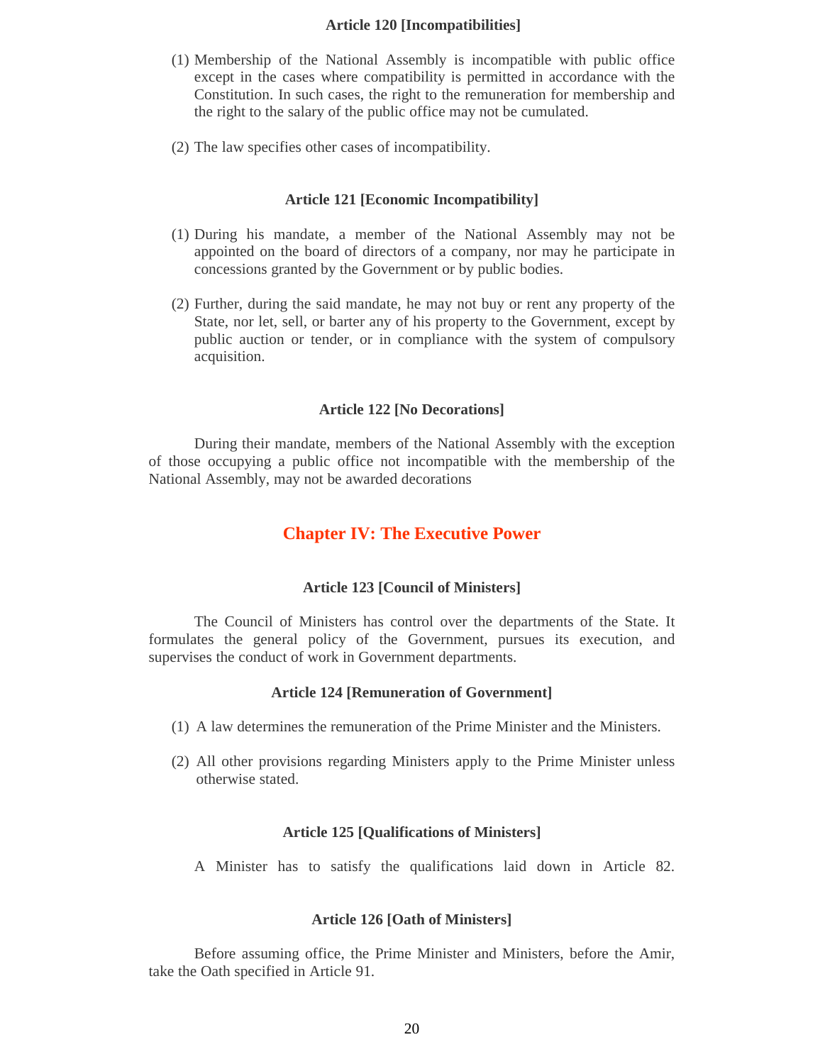### Article 120 [Incompatibilities]

(1) Membership of the National Assembly is incompatible with public office except in the cases where compatibility is permitted in accordance with the Constitution. In such cases, the right to the remuneration for membership and the right to the salary of the public office may not be cumulated.

(2) The law specifies other cases of incompatibility.

### Article 121 [Economic Incompatibility]

(1) During his mandate, a member of the National Assembly may not be appointed on the board of directors of a company, nor may he participate in concessions granted by the Government or by public bodies.

(2) Further, during the said mandate, he may not buy or rent any property of the State, nor let, sell, or barter any of his property to the Government, except by public auction or tender, or in compliance with the system of compulsory acquisition.

### Article 122 [No Decorations]

During their mandate, members of the National Assembly with the exception of those occupying a public office not incompatible with the membership of the National Assembly, may not be awarded decorations

## Chapter IV: The Executive Power

### Article 123 [Council of Ministers]

The Council of Ministers has control over the departments of the State. It formulates the general policy of the Government, pursues its execution, and supervises the conduct of work in Government departments.

### Article 124 [Remuneration of Government]

(1) A law determines the remuneration of the Prime Minister and the Ministers.

(2) All other provisions regarding Ministers apply to the Prime Minister unless otherwise stated.

### Article 125 [Qualifications of Ministers]

A Minister has to satisfy the qualifications laid down in Article 82.

### Article 126 [Oath of Ministers]

Before assuming office, the Prime Minister and Ministers, before the Amir, take the Oath specified in Article 91.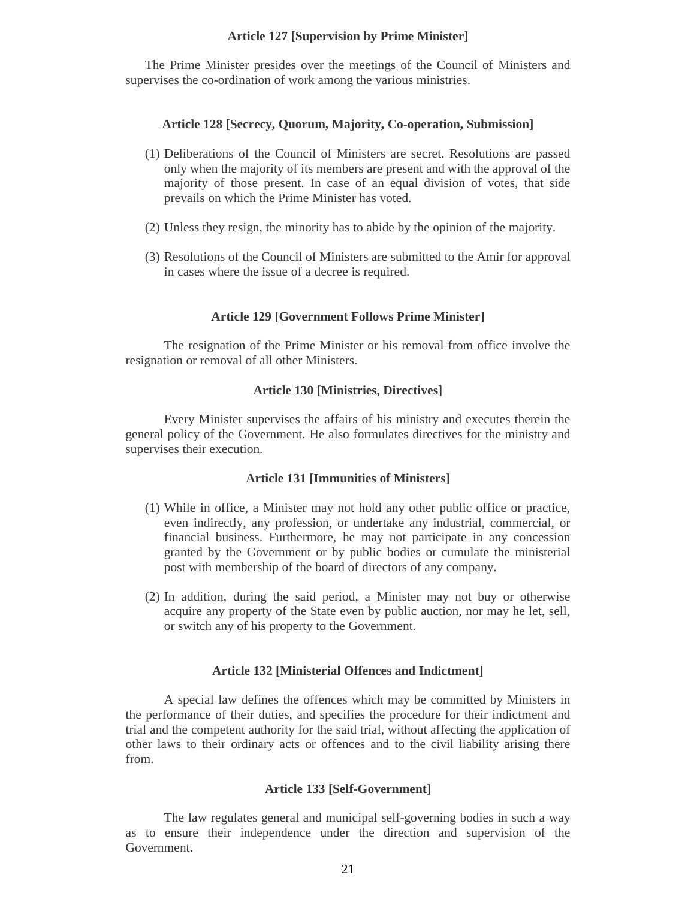### Article 127 [Supervision by Prime Minister]

The Prime Minister presides over the meetings of the Council of Ministers and supervises the co-ordination of work among the various ministries.

### Article 128 [Secrecy, Quorum, Majority, Co-operation, Submission]

(1) Deliberations of the Council of Ministers are secret. Resolutions are passed only when the majority of its members are present and with the approval of the majority of those present. In case of an equal division of votes, that side prevails on which the Prime Minister has voted.

(2) Unless they resign, the minority has to abide by the opinion of the majority.

(3) Resolutions of the Council of Ministers are submitted to the Amir for approval in cases where the issue of a decree is required.

### Article 129 [Government Follows Prime Minister]

The resignation of the Prime Minister or his removal from office involve the resignation or removal of all other Ministers.

### Article 130 [Ministries, Directives]

Every Minister supervises the affairs of his ministry and executes therein the general policy of the Government. He also formulates directives for the ministry and supervises their execution.

### Article 131 [Immunities of Ministers]

(1) While in office, a Minister may not hold any other public office or practice, even indirectly, any profession, or undertake any industrial, commercial, or financial business. Furthermore, he may not participate in any concession granted by the Government or by public bodies or cumulate the ministerial post with membership of the board of directors of any company.

(2) In addition, during the said period, a Minister may not buy or otherwise acquire any property of the State even by public auction, nor may he let, sell, or switch any of his property to the Government.

### Article 132 [Ministerial Offences and Indictment]

A special law defines the offences which may be committed by Ministers in the performance of their duties, and specifies the procedure for their indictment and trial and the competent authority for the said trial, without affecting the application of other laws to their ordinary acts or offences and to the civil liability arising there from.

### Article 133 [Self-Government]

The law regulates general and municipal self-governing bodies in such a way as to ensure their independence under the direction and supervision of the Government.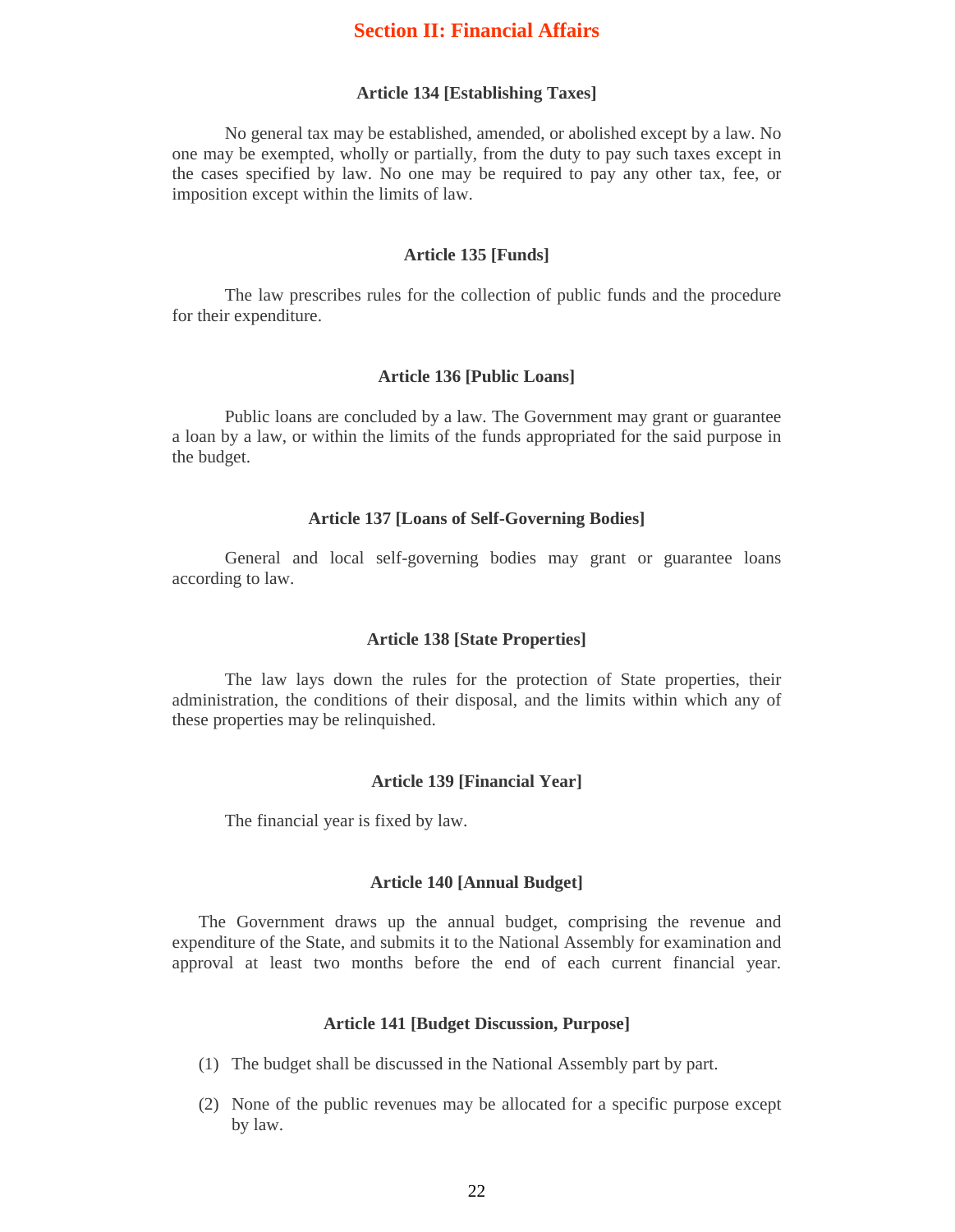## Section II: Financial Affairs

### Article 134 [Establishing Taxes]

No general tax may be established, amended, or abolished except by a law. No one may be exempted, wholly or partially, from the duty to pay such taxes except in the cases specified by law. No one may be required to pay any other tax, fee, or imposition except within the limits of law.

### Article 135 [Funds]

The law prescribes rules for the collection of public funds and the procedure for their expenditure.

### Article 136 [Public Loans]

Public loans are concluded by a law. The Government may grant or guarantee a loan by a law, or within the limits of the funds appropriated for the said purpose in the budget.

### Article 137 [Loans of Self-Governing Bodies]

General and local self-governing bodies may grant or guarantee loans according to law.

### Article 138 [State Properties]

The law lays down the rules for the protection of State properties, their administration, the conditions of their disposal, and the limits within which any of these properties may be relinquished.

### Article 139 [Financial Year]

The financial year is fixed by law.

### Article 140 [Annual Budget]

The Government draws up the annual budget, comprising the revenue and expenditure of the State, and submits it to the National Assembly for examination and approval at least two months before the end of each current financial year.

### Article 141 [Budget Discussion, Purpose]

(1) The budget shall be discussed in the National Assembly part by part.

(2) None of the public revenues may be allocated for a specific purpose except by law.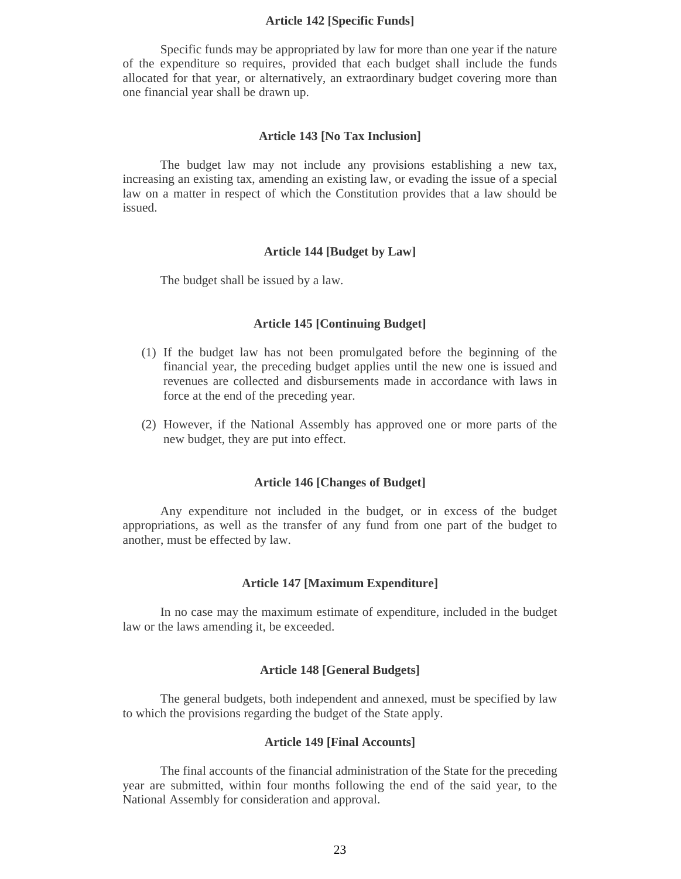### Article 142 [Specific Funds]

Specific funds may be appropriated by law for more than one year if the nature of the expenditure so requires, provided that each budget shall include the funds allocated for that year, or alternatively, an extraordinary budget covering more than one financial year shall be drawn up.

### Article 143 [No Tax Inclusion]

The budget law may not include any provisions establishing a new tax, increasing an existing tax, amending an existing law, or evading the issue of a special law on a matter in respect of which the Constitution provides that a law should be issued.

### Article 144 [Budget by Law]

The budget shall be issued by a law.

### Article 145 [Continuing Budget]

(1) If the budget law has not been promulgated before the beginning of the financial year, the preceding budget applies until the new one is issued and revenues are collected and disbursements made in accordance with laws in force at the end of the preceding year.

(2) However, if the National Assembly has approved one or more parts of the new budget, they are put into effect.

### Article 146 [Changes of Budget]

Any expenditure not included in the budget, or in excess of the budget appropriations, as well as the transfer of any fund from one part of the budget to another, must be effected by law.

### Article 147 [Maximum Expenditure]

In no case may the maximum estimate of expenditure, included in the budget law or the laws amending it, be exceeded.

### Article 148 [General Budgets]

The general budgets, both independent and annexed, must be specified by law to which the provisions regarding the budget of the State apply.

### Article 149 [Final Accounts]

The final accounts of the financial administration of the State for the preceding year are submitted, within four months following the end of the said year, to the National Assembly for consideration and approval.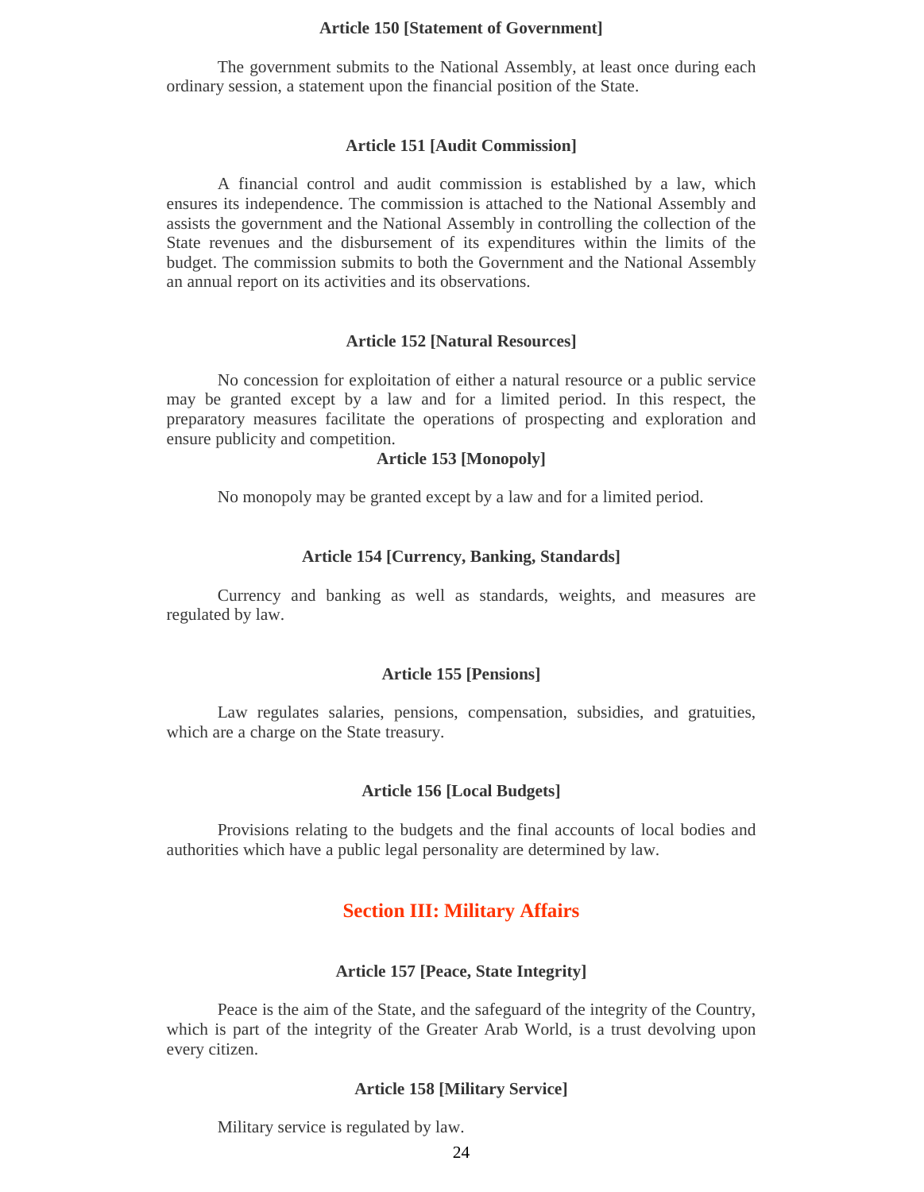#### Article 150 [Statement of Government]

The government submits to the National Assembly, at least once during each ordinary session, a statement upon the financial position of the State.

#### Article 151 [Audit Commission]

A financial control and audit commission is established by a law, which ensures its independence. The commission is attached to the National Assembly and assists the government and the National Assembly in controlling the collection of the State revenues and the disbursement of its expenditures within the limits of the budget. The commission submits to both the Government and the National Assembly an annual report on its activities and its observations.

#### Article 152 [Natural Resources]

No concession for exploitation of either a natural resource or a public service may be granted except by a law and for a limited period. In this respect, the preparatory measures facilitate the operations of prospecting and exploration and ensure publicity and competition.

#### Article 153 [Monopoly]

No monopoly may be granted except by a law and for a limited period.

#### Article 154 [Currency, Banking, Standards]

Currency and banking as well as standards, weights, and measures are regulated by law.

#### Article 155 [Pensions]

Law regulates salaries, pensions, compensation, subsidies, and gratuities, which are a charge on the State treasury.

#### Article 156 [Local Budgets]

Provisions relating to the budgets and the final accounts of local bodies and authorities which have a public legal personality are determined by law.

## Section III: Military Affairs

#### Article 157 [Peace, State Integrity]

Peace is the aim of the State, and the safeguard of the integrity of the Country, which is part of the integrity of the Greater Arab World, is a trust devolving upon every citizen.

#### Article 158 [Military Service]

Military service is regulated by law.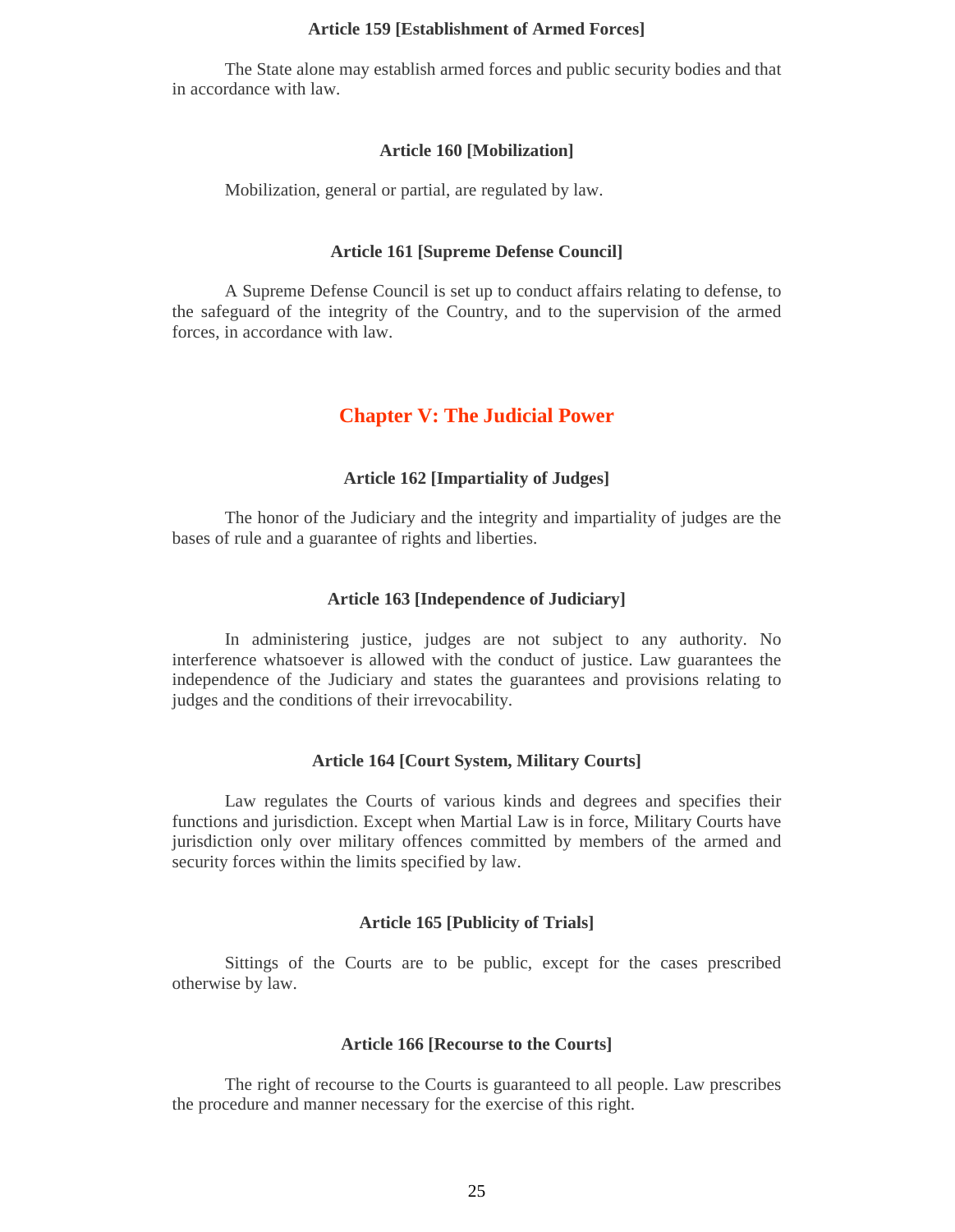#### Article 159 [Establishment of Armed Forces]

The State alone may establish armed forces and public security bodies and that in accordance with law.

#### Article 160 [Mobilization]

Mobilization, general or partial, are regulated by law.

#### Article 161 [Supreme Defense Council]

A Supreme Defense Council is set up to conduct affairs relating to defense, to the safeguard of the integrity of the Country, and to the supervision of the armed forces, in accordance with law.

## Chapter V: The Judicial Power

#### Article 162 [Impartiality of Judges]

The honor of the Judiciary and the integrity and impartiality of judges are the bases of rule and a guarantee of rights and liberties.

#### Article 163 [Independence of Judiciary]

In administering justice, judges are not subject to any authority. No interference whatsoever is allowed with the conduct of justice. Law guarantees the independence of the Judiciary and states the guarantees and provisions relating to judges and the conditions of their irrevocability.

#### Article 164 [Court System, Military Courts]

Law regulates the Courts of various kinds and degrees and specifies their functions and jurisdiction. Except when Martial Law is in force, Military Courts have jurisdiction only over military offences committed by members of the armed and security forces within the limits specified by law.

#### Article 165 [Publicity of Trials]

Sittings of the Courts are to be public, except for the cases prescribed otherwise by law.

#### Article 166 [Recourse to the Courts]

The right of recourse to the Courts is guaranteed to all people. Law prescribes the procedure and manner necessary for the exercise of this right.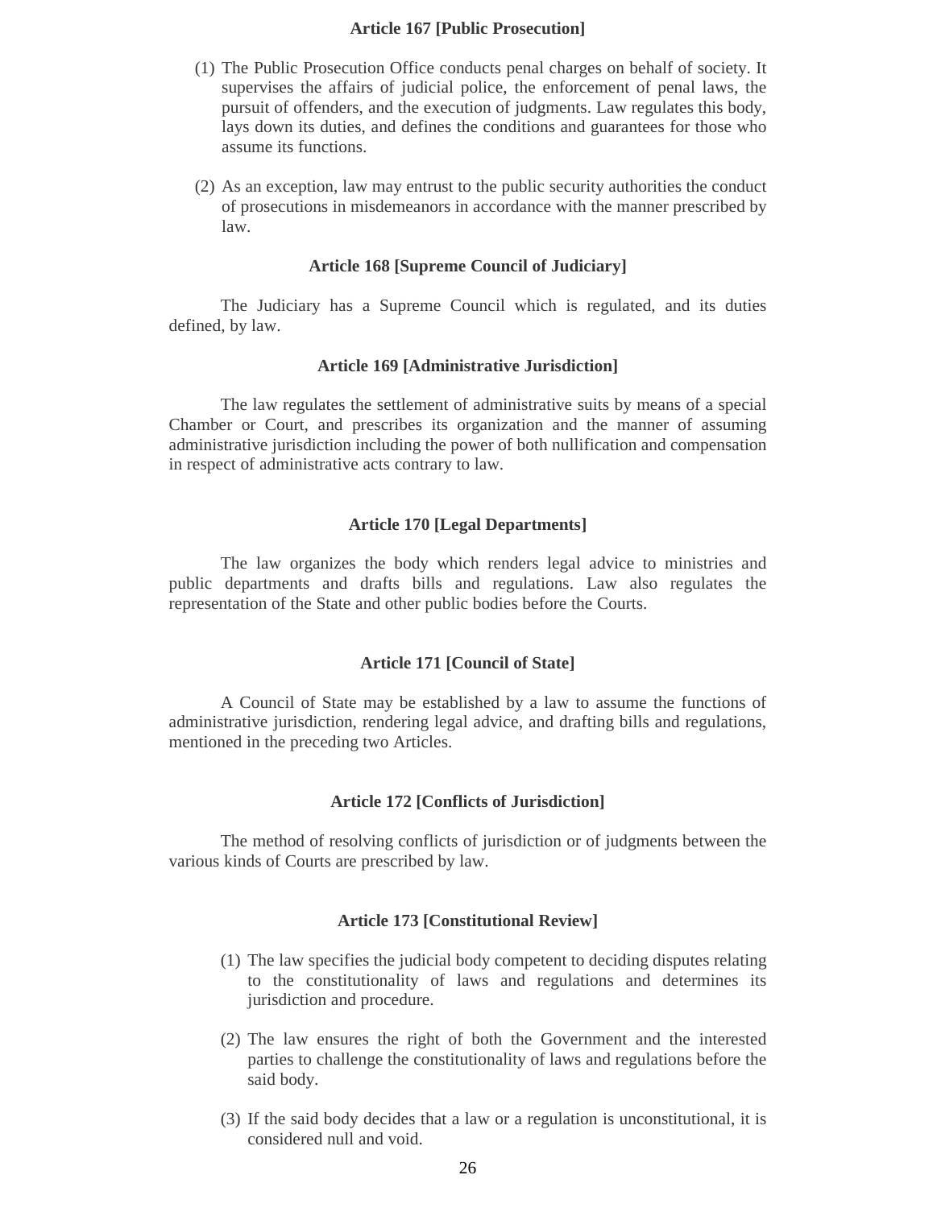### Article 167 [Public Prosecution]

(1) The Public Prosecution Office conducts penal charges on behalf of society. It supervises the affairs of judicial police, the enforcement of penal laws, the pursuit of offenders, and the execution of judgments. Law regulates this body, lays down its duties, and defines the conditions and guarantees for those who assume its functions.

(2) As an exception, law may entrust to the public security authorities the conduct of prosecutions in misdemeanors in accordance with the manner prescribed by law.

### Article 168 [Supreme Council of Judiciary]

The Judiciary has a Supreme Council which is regulated, and its duties defined, by law.

### Article 169 [Administrative Jurisdiction]

The law regulates the settlement of administrative suits by means of a special Chamber or Court, and prescribes its organization and the manner of assuming administrative jurisdiction including the power of both nullification and compensation in respect of administrative acts contrary to law.

### Article 170 [Legal Departments]

The law organizes the body which renders legal advice to ministries and public departments and drafts bills and regulations. Law also regulates the representation of the State and other public bodies before the Courts.

### Article 171 [Council of State]

A Council of State may be established by a law to assume the functions of administrative jurisdiction, rendering legal advice, and drafting bills and regulations, mentioned in the preceding two Articles.

### Article 172 [Conflicts of Jurisdiction]

The method of resolving conflicts of jurisdiction or of judgments between the various kinds of Courts are prescribed by law.

### Article 173 [Constitutional Review]

(1) The law specifies the judicial body competent to deciding disputes relating to the constitutionality of laws and regulations and determines its jurisdiction and procedure.

(2) The law ensures the right of both the Government and the interested parties to challenge the constitutionality of laws and regulations before the said body.

(3) If the said body decides that a law or a regulation is unconstitutional, it is considered null and void.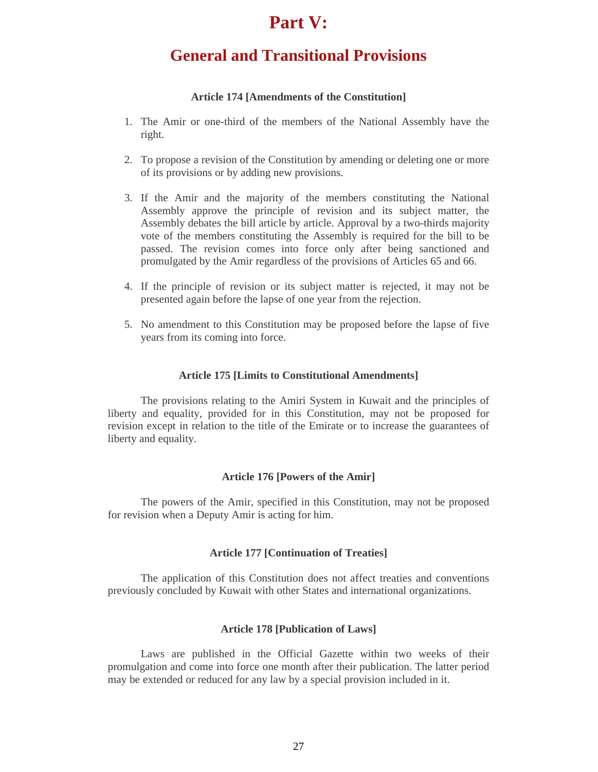# Part V:

## General and Transitional Provisions

### Article 174 [Amendments of the Constitution]

1. The Amir or one-third of the members of the National Assembly have the right.

2. To propose a revision of the Constitution by amending or deleting one or more of its provisions or by adding new provisions.

3. If the Amir and the majority of the members constituting the National Assembly approve the principle of revision and its subject matter, the Assembly debates the bill article by article. Approval by a two-thirds majority vote of the members constituting the Assembly is required for the bill to be passed. The revision comes into force only after being sanctioned and promulgated by the Amir regardless of the provisions of Articles 65 and 66.

4. If the principle of revision or its subject matter is rejected, it may not be presented again before the lapse of one year from the rejection.

5. No amendment to this Constitution may be proposed before the lapse of five years from its coming into force.

### Article 175 [Limits to Constitutional Amendments]

The provisions relating to the Amiri System in Kuwait and the principles of liberty and equality, provided for in this Constitution, may not be proposed for revision except in relation to the title of the Emirate or to increase the guarantees of liberty and equality.

### Article 176 [Powers of the Amir]

The powers of the Amir, specified in this Constitution, may not be proposed for revision when a Deputy Amir is acting for him.

### Article 177 [Continuation of Treaties]

The application of this Constitution does not affect treaties and conventions previously concluded by Kuwait with other States and international organizations.

### Article 178 [Publication of Laws]

Laws are published in the Official Gazette within two weeks of their promulgation and come into force one month after their publication. The latter period may be extended or reduced for any law by a special provision included in it.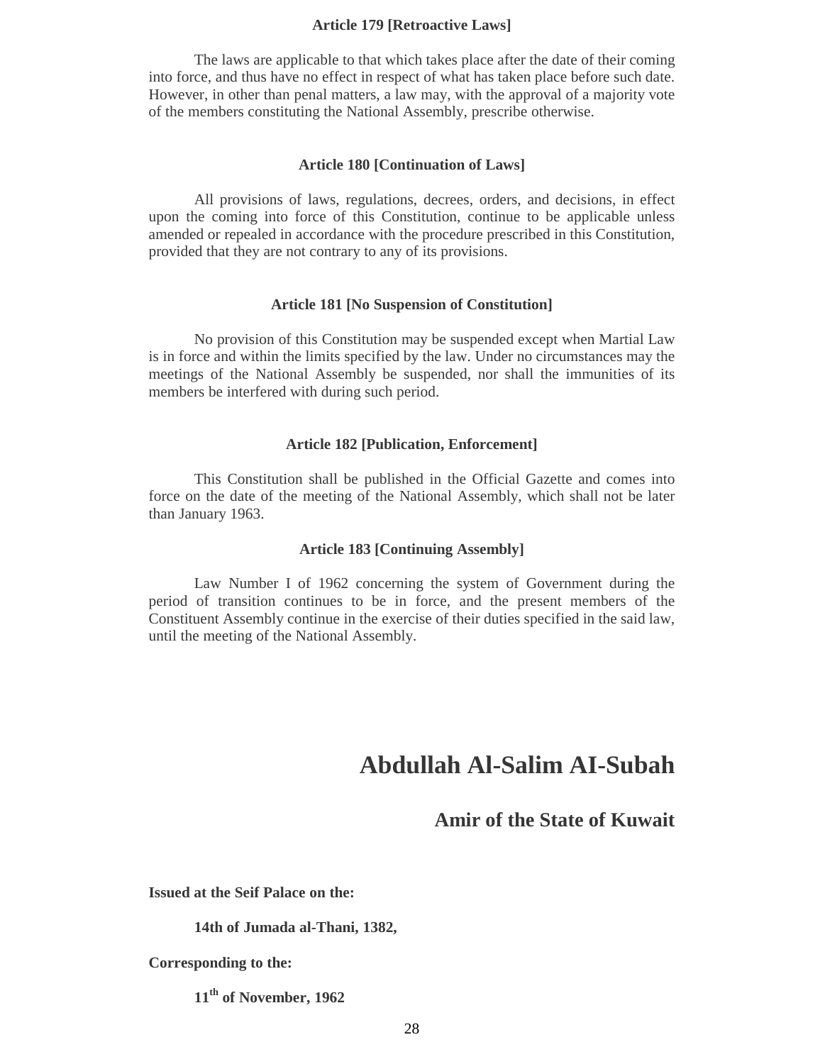### Article 179 [Retroactive Laws]

The laws are applicable to that which takes place after the date of their coming into force, and thus have no effect in respect of what has taken place before such date. However, in other than penal matters, a law may, with the approval of a majority vote of the members constituting the National Assembly, prescribe otherwise.

### Article 180 [Continuation of Laws]

All provisions of laws, regulations, decrees, orders, and decisions, in effect upon the coming into force of this Constitution, continue to be applicable unless amended or repealed in accordance with the procedure prescribed in this Constitution, provided that they are not contrary to any of its provisions.

### Article 181 [No Suspension of Constitution]

No provision of this Constitution may be suspended except when Martial Law is in force and within the limits specified by the law. Under no circumstances may the meetings of the National Assembly be suspended, nor shall the immunities of its members be interfered with during such period.

### Article 182 [Publication, Enforcement]

This Constitution shall be published in the Official Gazette and comes into force on the date of the meeting of the National Assembly, which shall not be later than January 1963.

### Article 183 [Continuing Assembly]

Law Number I of 1962 concerning the system of Government during the period of transition continues to be in force, and the present members of the Constituent Assembly continue in the exercise of their duties specified in the said law, until the meeting of the National Assembly.

# Abdullah Al-Salim AI-Subah

## Amir of the State of Kuwait

**Issued at the Seif Palace on the:**

**14th of Jumada al-Thani, 1382,**

**Corresponding to the:**

**11th of November, 1962**